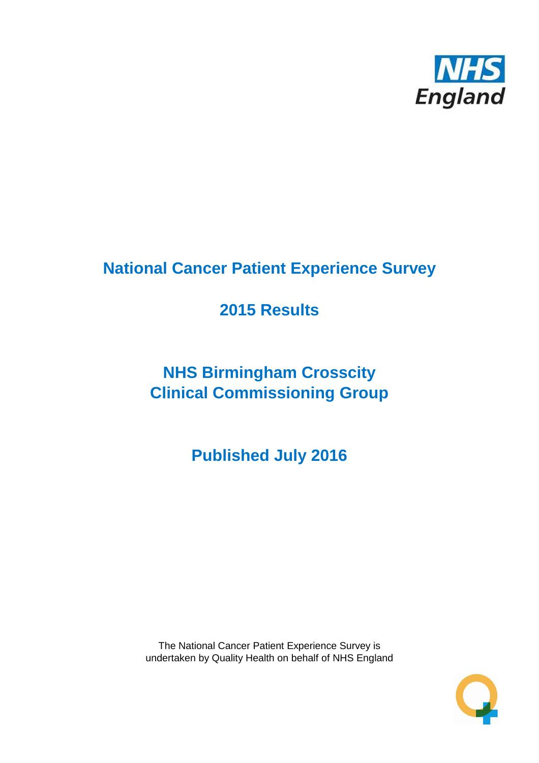NHS England

# National Cancer Patient Experience Survey

## 2015 Results

## NHS Birmingham Crosscity Clinical Commissioning Group

## Published July 2016

The National Cancer Patient Experience Survey is undertaken by Quality Health on behalf of NHS England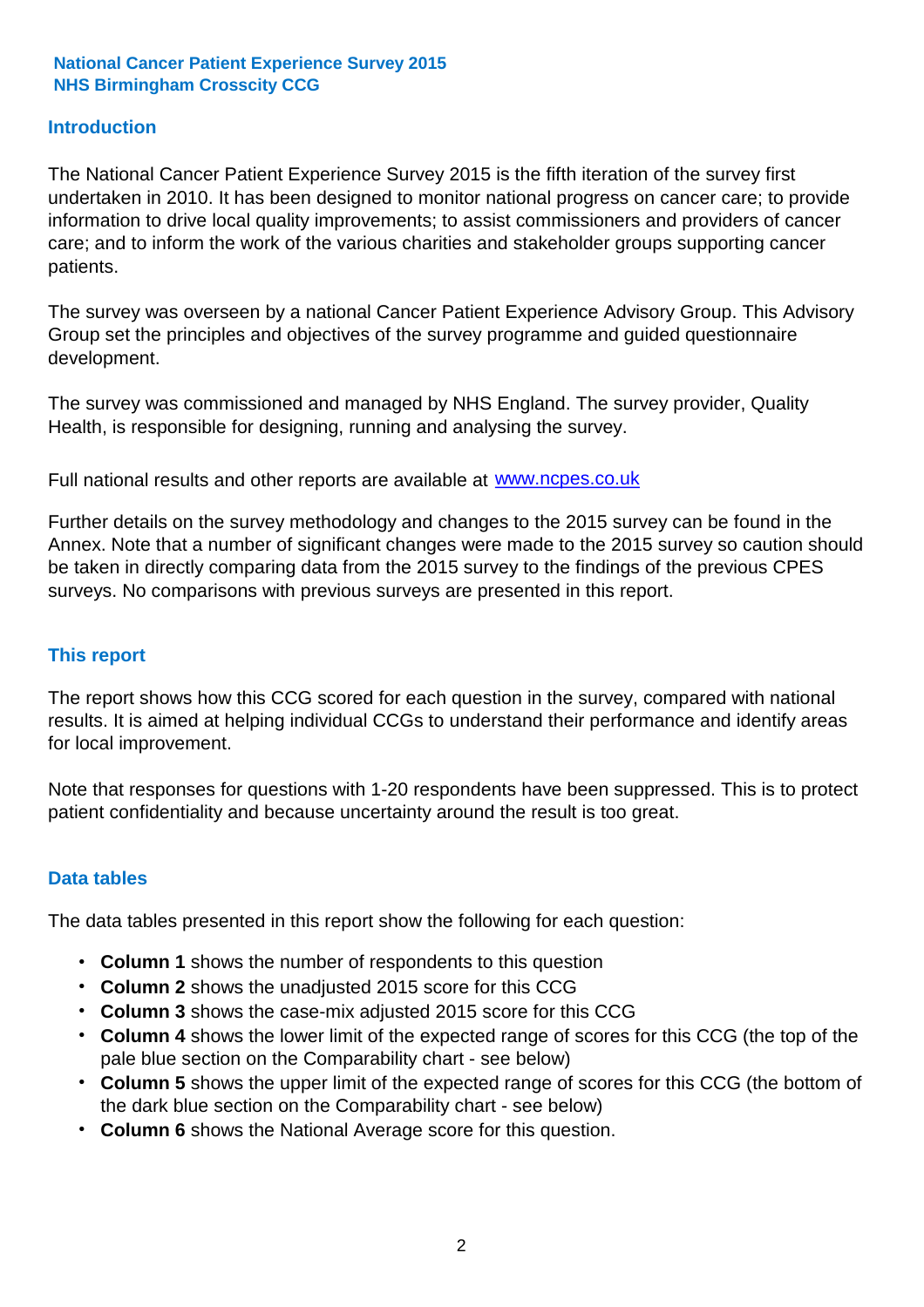**National Cancer Patient Experience Survey 2015**
**NHS Birmingham Crosscity CCG**

## Introduction

The National Cancer Patient Experience Survey 2015 is the fifth iteration of the survey first undertaken in 2010. It has been designed to monitor national progress on cancer care; to provide information to drive local quality improvements; to assist commissioners and providers of cancer care; and to inform the work of the various charities and stakeholder groups supporting cancer patients.

The survey was overseen by a national Cancer Patient Experience Advisory Group. This Advisory Group set the principles and objectives of the survey programme and guided questionnaire development.

The survey was commissioned and managed by NHS England. The survey provider, Quality Health, is responsible for designing, running and analysing the survey.

Full national results and other reports are available at [www.ncpes.co.uk](http://www.ncpes.co.uk)

Further details on the survey methodology and changes to the 2015 survey can be found in the Annex. Note that a number of significant changes were made to the 2015 survey so caution should be taken in directly comparing data from the 2015 survey to the findings of the previous CPES surveys. No comparisons with previous surveys are presented in this report.

## This report

The report shows how this CCG scored for each question in the survey, compared with national results. It is aimed at helping individual CCGs to understand their performance and identify areas for local improvement.

Note that responses for questions with 1-20 respondents have been suppressed. This is to protect patient confidentiality and because uncertainty around the result is too great.

## Data tables

The data tables presented in this report show the following for each question:

- **Column 1** shows the number of respondents to this question
- **Column 2** shows the unadjusted 2015 score for this CCG
- **Column 3** shows the case-mix adjusted 2015 score for this CCG
- **Column 4** shows the lower limit of the expected range of scores for this CCG (the top of the pale blue section on the Comparability chart - see below)
- **Column 5** shows the upper limit of the expected range of scores for this CCG (the bottom of the dark blue section on the Comparability chart - see below)
- **Column 6** shows the National Average score for this question.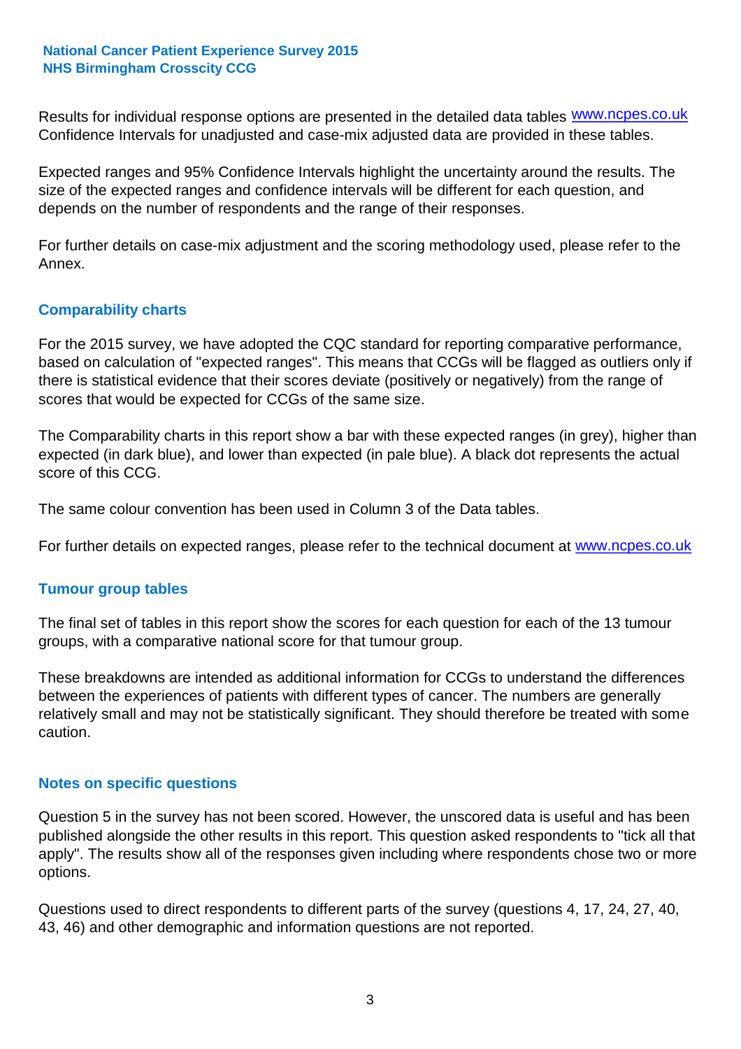Results for individual response options are presented in the detailed data tables www.ncpes.co.uk Confidence Intervals for unadjusted and case-mix adjusted data are provided in these tables.

Expected ranges and 95% Confidence Intervals highlight the uncertainty around the results. The size of the expected ranges and confidence intervals will be different for each question, and depends on the number of respondents and the range of their responses.

For further details on case-mix adjustment and the scoring methodology used, please refer to the Annex.

## Comparability charts

For the 2015 survey, we have adopted the CQC standard for reporting comparative performance, based on calculation of "expected ranges". This means that CCGs will be flagged as outliers only if there is statistical evidence that their scores deviate (positively or negatively) from the range of scores that would be expected for CCGs of the same size.

The Comparability charts in this report show a bar with these expected ranges (in grey), higher than expected (in dark blue), and lower than expected (in pale blue). A black dot represents the actual score of this CCG.

The same colour convention has been used in Column 3 of the Data tables.

For further details on expected ranges, please refer to the technical document at www.ncpes.co.uk

## Tumour group tables

The final set of tables in this report show the scores for each question for each of the 13 tumour groups, with a comparative national score for that tumour group.

These breakdowns are intended as additional information for CCGs to understand the differences between the experiences of patients with different types of cancer. The numbers are generally relatively small and may not be statistically significant. They should therefore be treated with some caution.

## Notes on specific questions

Question 5 in the survey has not been scored. However, the unscored data is useful and has been published alongside the other results in this report. This question asked respondents to "tick all that apply". The results show all of the responses given including where respondents chose two or more options.

Questions used to direct respondents to different parts of the survey (questions 4, 17, 24, 27, 40, 43, 46) and other demographic and information questions are not reported.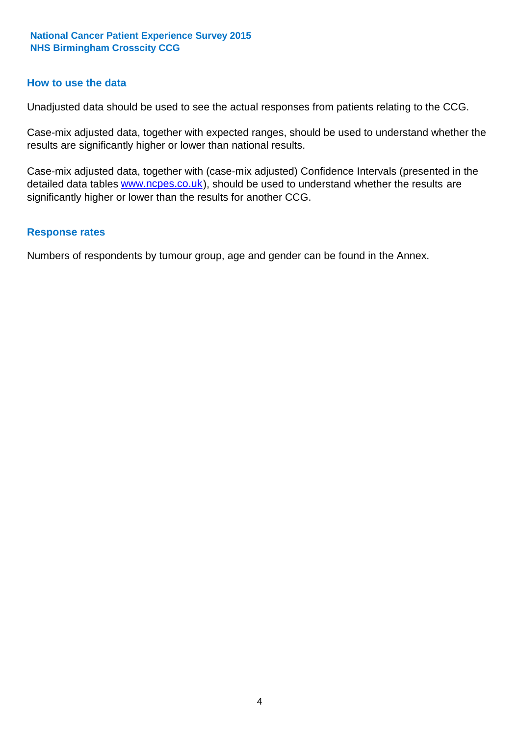## How to use the data

Unadjusted data should be used to see the actual responses from patients relating to the CCG.

Case-mix adjusted data, together with expected ranges, should be used to understand whether the results are significantly higher or lower than national results.

Case-mix adjusted data, together with (case-mix adjusted) Confidence Intervals (presented in the detailed data tables www.ncpes.co.uk), should be used to understand whether the results are significantly higher or lower than the results for another CCG.

## Response rates

Numbers of respondents by tumour group, age and gender can be found in the Annex.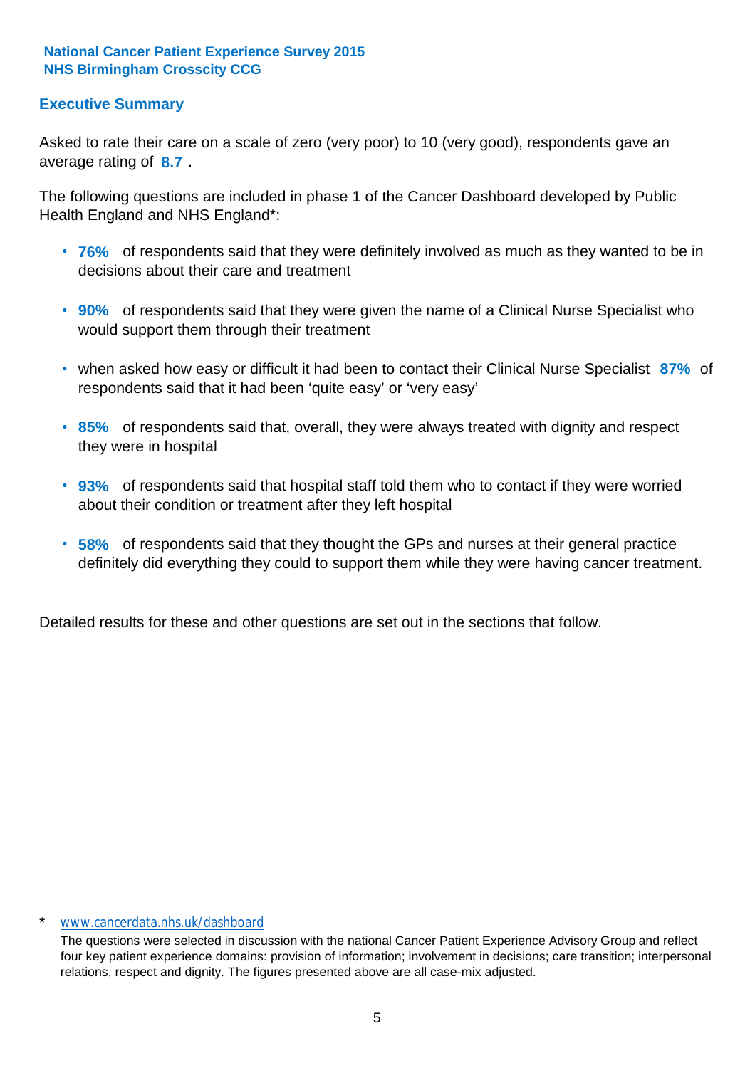National Cancer Patient Experience Survey 2015
NHS Birmingham Crosscity CCG

## Executive Summary

Asked to rate their care on a scale of zero (very poor) to 10 (very good), respondents gave an average rating of **8.7** .

The following questions are included in phase 1 of the Cancer Dashboard developed by Public Health England and NHS England*:

- **76%** of respondents said that they were definitely involved as much as they wanted to be in decisions about their care and treatment
- **90%** of respondents said that they were given the name of a Clinical Nurse Specialist who would support them through their treatment
- when asked how easy or difficult it had been to contact their Clinical Nurse Specialist **87%** of respondents said that it had been 'quite easy' or 'very easy'
- **85%** of respondents said that, overall, they were always treated with dignity and respect they were in hospital
- **93%** of respondents said that hospital staff told them who to contact if they were worried about their condition or treatment after they left hospital
- **58%** of respondents said that they thought the GPs and nurses at their general practice definitely did everything they could to support them while they were having cancer treatment.

Detailed results for these and other questions are set out in the sections that follow.

\* www.cancerdata.nhs.uk/dashboard

The questions were selected in discussion with the national Cancer Patient Experience Advisory Group and reflect four key patient experience domains: provision of information; involvement in decisions; care transition; interpersonal relations, respect and dignity. The figures presented above are all case-mix adjusted.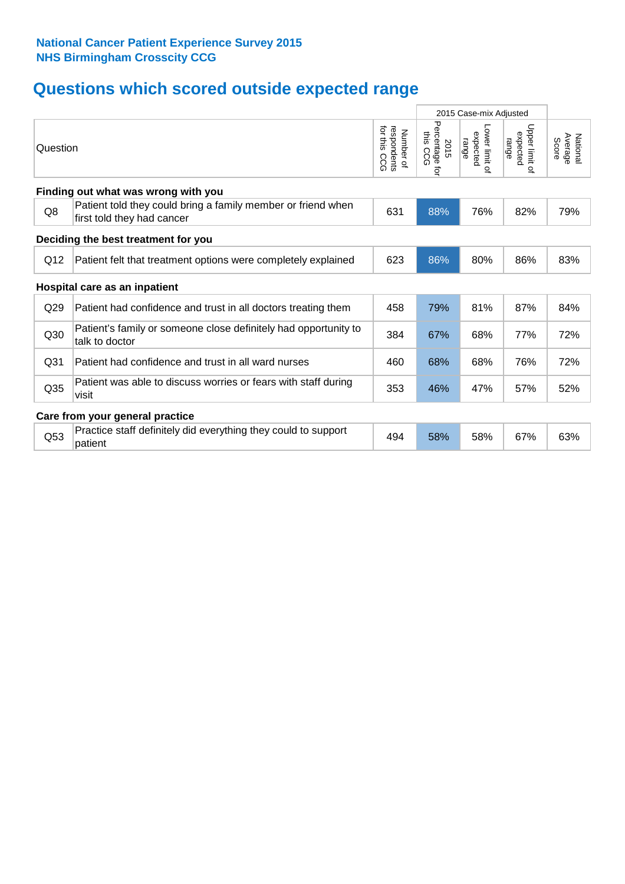**National Cancer Patient Experience Survey 2015**
**NHS Birmingham Crosscity CCG**

## Questions which scored outside expected range

| Question | | Number of respondents for this CCG | 2015 Case-mix Adjusted | | | National Average Score |
|---|---|---|---|---|---|---|
| | | | 2015 Percentage for this CCG | Lower limit of expected range | Upper limit of expected range | |
| **Finding out what was wrong with you** | | | | | | |
| Q8 | Patient told they could bring a family member or friend when first told they had cancer | 631 | 88% | 76% | 82% | 79% |
| **Deciding the best treatment for you** | | | | | | |
| Q12 | Patient felt that treatment options were completely explained | 623 | 86% | 80% | 86% | 83% |
| **Hospital care as an inpatient** | | | | | | |
| Q29 | Patient had confidence and trust in all doctors treating them | 458 | 79% | 81% | 87% | 84% |
| Q30 | Patient's family or someone close definitely had opportunity to talk to doctor | 384 | 67% | 68% | 77% | 72% |
| Q31 | Patient had confidence and trust in all ward nurses | 460 | 68% | 68% | 76% | 72% |
| Q35 | Patient was able to discuss worries or fears with staff during visit | 353 | 46% | 47% | 57% | 52% |
| **Care from your general practice** | | | | | | |
| Q53 | Practice staff definitely did everything they could to support patient | 494 | 58% | 58% | 67% | 63% |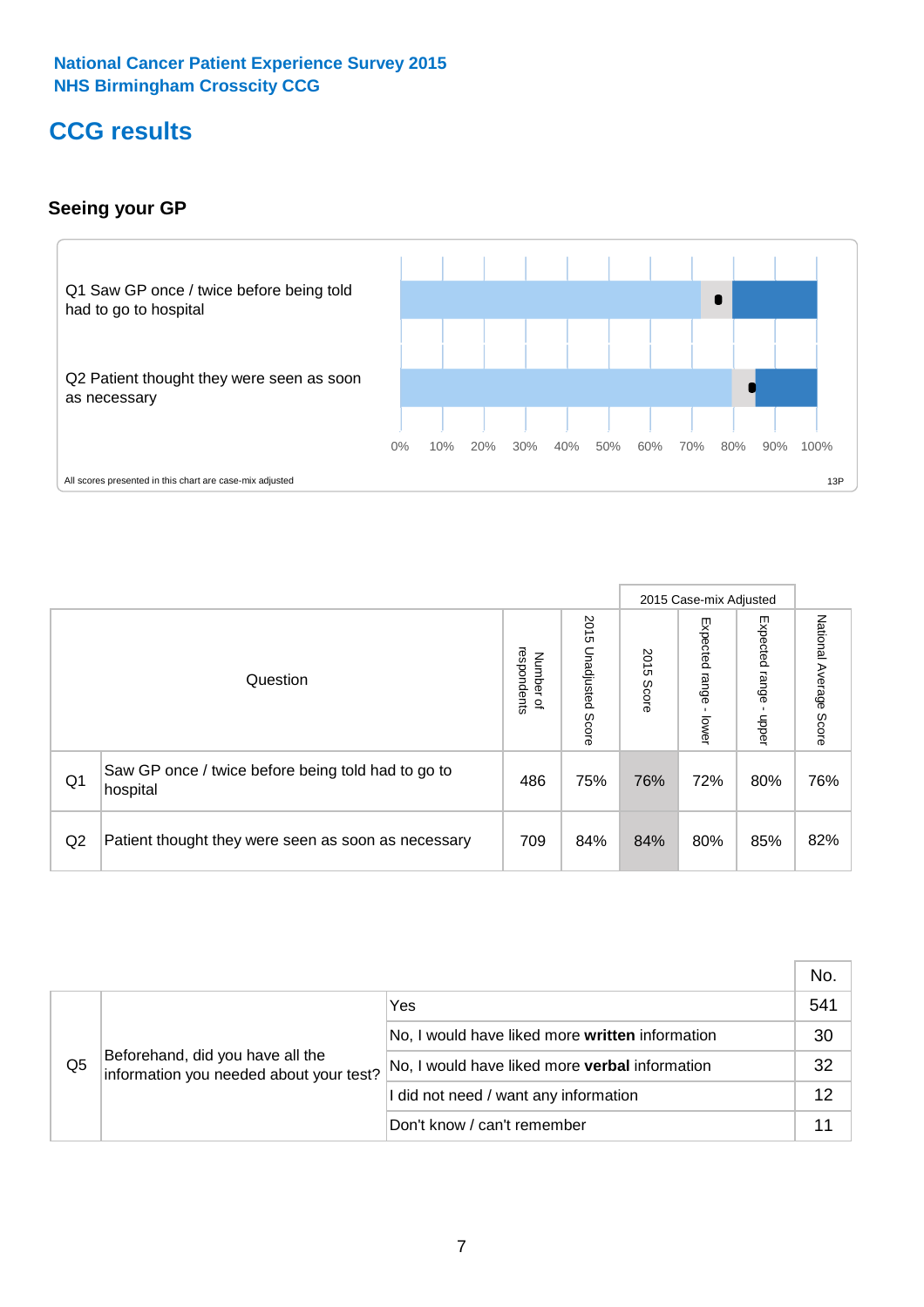National Cancer Patient Experience Survey 2015
NHS Birmingham Crosscity CCG

# CCG results

## Seeing your GP

Q1 Saw GP once / twice before being told had to go to hospital

Q2 Patient thought they were seen as soon as necessary

0% 10% 20% 30% 40% 50% 60% 70% 80% 90% 100%

All scores presented in this chart are case-mix adjusted

13P

| | Question | Number of respondents | 2015 Unadjusted Score | 2015 Case-mix Adjusted: 2015 Score | 2015 Case-mix Adjusted: Expected range - lower | 2015 Case-mix Adjusted: Expected range - upper | National Average Score |
|---|---|---|---|---|---|---|---|
| Q1 | Saw GP once / twice before being told had to go to hospital | 486 | 75% | 76% | 72% | 80% | 76% |
| Q2 | Patient thought they were seen as soon as necessary | 709 | 84% | 84% | 80% | 85% | 82% |

| | | | No. |
|---|---|---|---|
| Q5 | Beforehand, did you have all the information you needed about your test? | Yes | 541 |
| | | No, I would have liked more **written** information | 30 |
| | | No, I would have liked more **verbal** information | 32 |
| | | I did not need / want any information | 12 |
| | | Don't know / can't remember | 11 |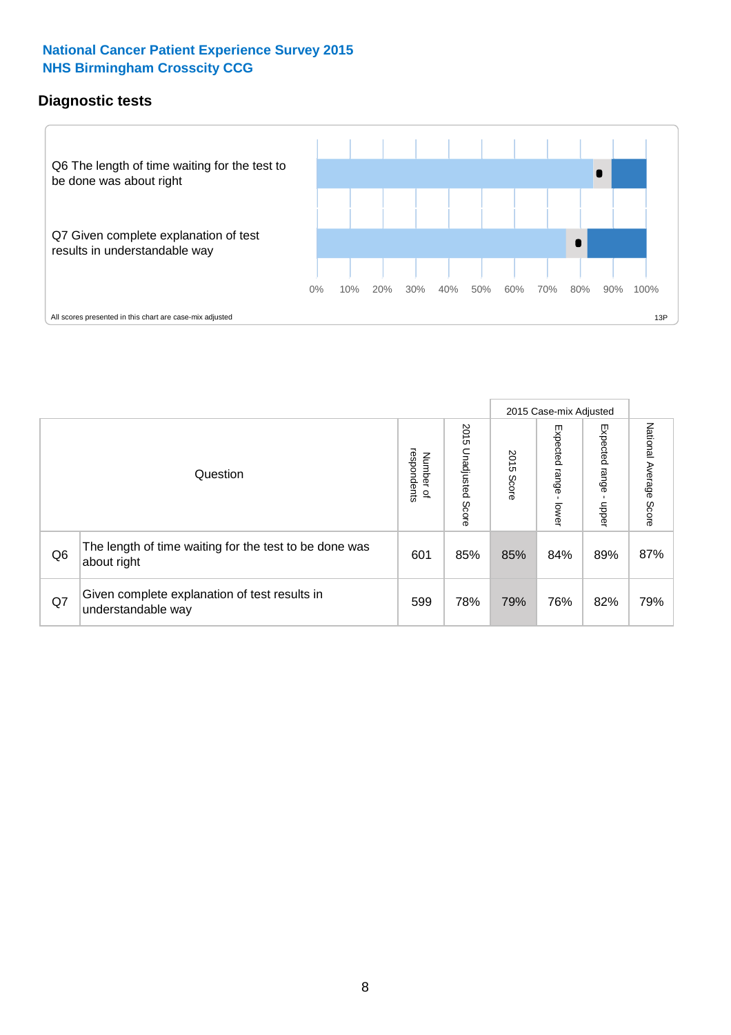**National Cancer Patient Experience Survey 2015**
**NHS Birmingham Crosscity CCG**

## Diagnostic tests

Q6 The length of time waiting for the test to be done was about right

Q7 Given complete explanation of test results in understandable way

0% 10% 20% 30% 40% 50% 60% 70% 80% 90% 100%

All scores presented in this chart are case-mix adjusted

13P

| | Question | Number of respondents | 2015 Unadjusted Score | 2015 Case-mix Adjusted 2015 Score | 2015 Case-mix Adjusted Expected range - lower | 2015 Case-mix Adjusted Expected range - upper | National Average Score |
|---|---|---|---|---|---|---|---|
| Q6 | The length of time waiting for the test to be done was about right | 601 | 85% | 85% | 84% | 89% | 87% |
| Q7 | Given complete explanation of test results in understandable way | 599 | 78% | 79% | 76% | 82% | 79% |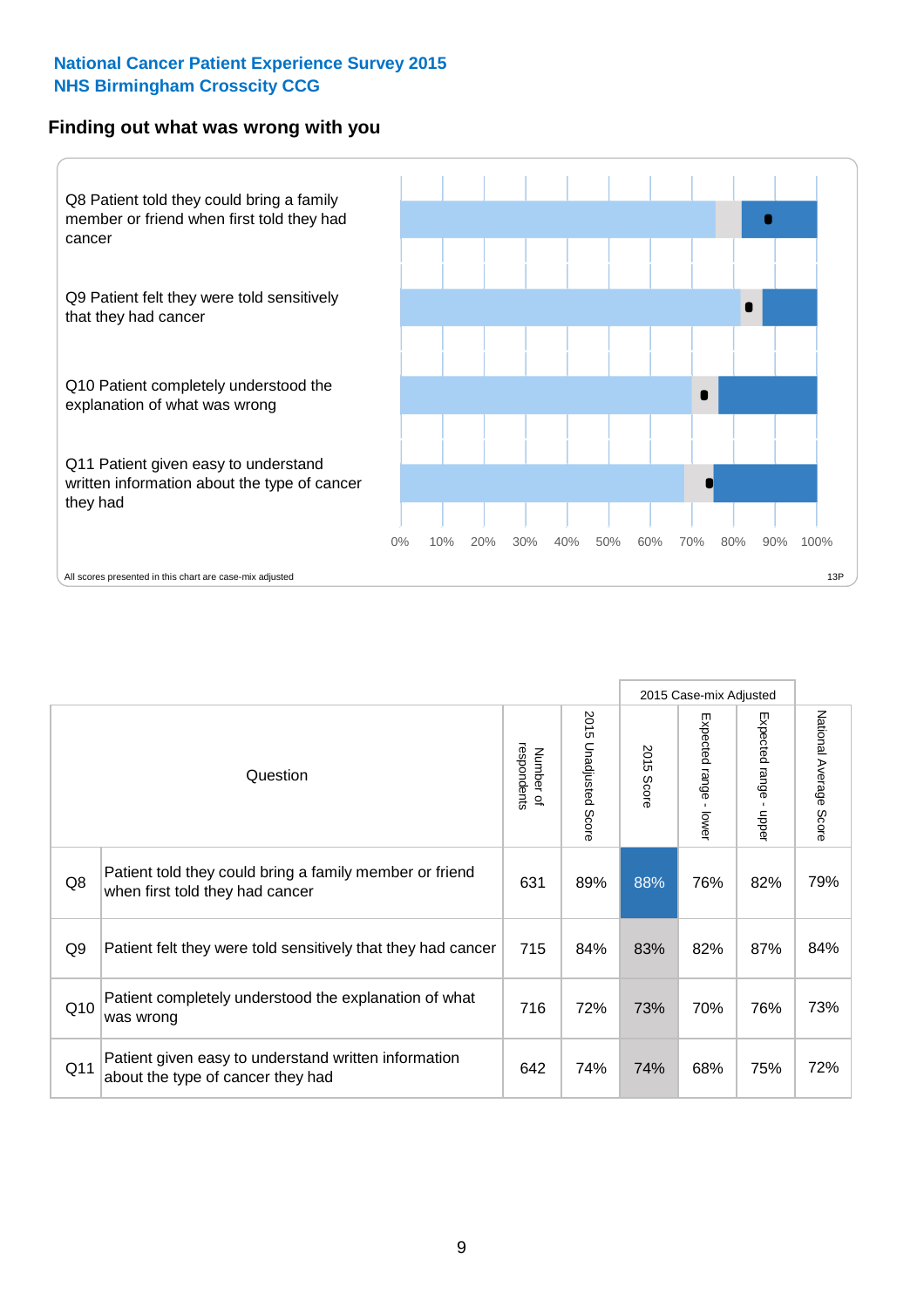**National Cancer Patient Experience Survey 2015**
**NHS Birmingham Crosscity CCG**

## Finding out what was wrong with you

Q8 Patient told they could bring a family member or friend when first told they had cancer

Q9 Patient felt they were told sensitively that they had cancer

Q10 Patient completely understood the explanation of what was wrong

Q11 Patient given easy to understand written information about the type of cancer they had

0% 10% 20% 30% 40% 50% 60% 70% 80% 90% 100%

All scores presented in this chart are case-mix adjusted

13P

| | Question | Number of respondents | 2015 Unadjusted Score | 2015 Case-mix Adjusted: 2015 Score | 2015 Case-mix Adjusted: Expected range - lower | 2015 Case-mix Adjusted: Expected range - upper | National Average Score |
|---|---|---|---|---|---|---|---|
| Q8 | Patient told they could bring a family member or friend when first told they had cancer | 631 | 89% | 88% | 76% | 82% | 79% |
| Q9 | Patient felt they were told sensitively that they had cancer | 715 | 84% | 83% | 82% | 87% | 84% |
| Q10 | Patient completely understood the explanation of what was wrong | 716 | 72% | 73% | 70% | 76% | 73% |
| Q11 | Patient given easy to understand written information about the type of cancer they had | 642 | 74% | 74% | 68% | 75% | 72% |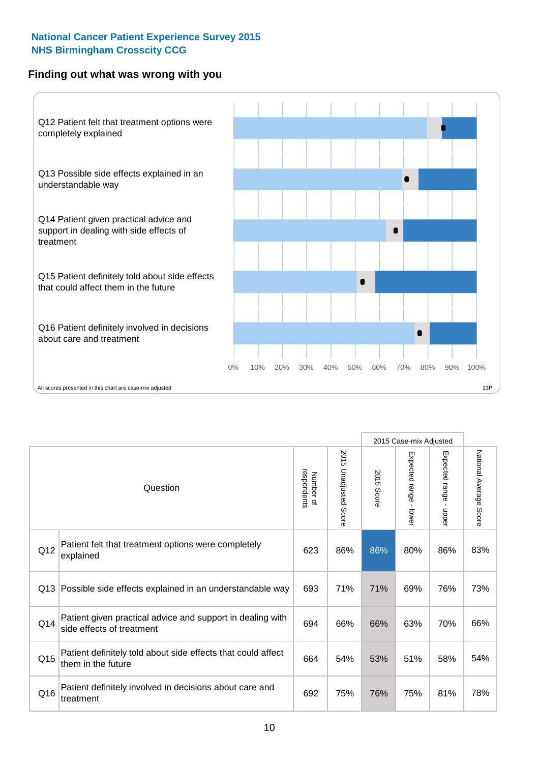National Cancer Patient Experience Survey 2015
NHS Birmingham Crosscity CCG

## Finding out what was wrong with you

Q12 Patient felt that treatment options were completely explained

Q13 Possible side effects explained in an understandable way

Q14 Patient given practical advice and support in dealing with side effects of treatment

Q15 Patient definitely told about side effects that could affect them in the future

Q16 Patient definitely involved in decisions about care and treatment

0% 10% 20% 30% 40% 50% 60% 70% 80% 90% 100%

All scores presented in this chart are case-mix adjusted

13P

| | Question | Number of respondents | 2015 Unadjusted Score | 2015 Case-mix Adjusted | | | National Average Score |
|---|---|---|---|---|---|---|---|
| | | | | 2015 Score | Expected range - lower | Expected range - upper | |
| Q12 | Patient felt that treatment options were completely explained | 623 | 86% | 86% | 80% | 86% | 83% |
| Q13 | Possible side effects explained in an understandable way | 693 | 71% | 71% | 69% | 76% | 73% |
| Q14 | Patient given practical advice and support in dealing with side effects of treatment | 694 | 66% | 66% | 63% | 70% | 66% |
| Q15 | Patient definitely told about side effects that could affect them in the future | 664 | 54% | 53% | 51% | 58% | 54% |
| Q16 | Patient definitely involved in decisions about care and treatment | 692 | 75% | 76% | 75% | 81% | 78% |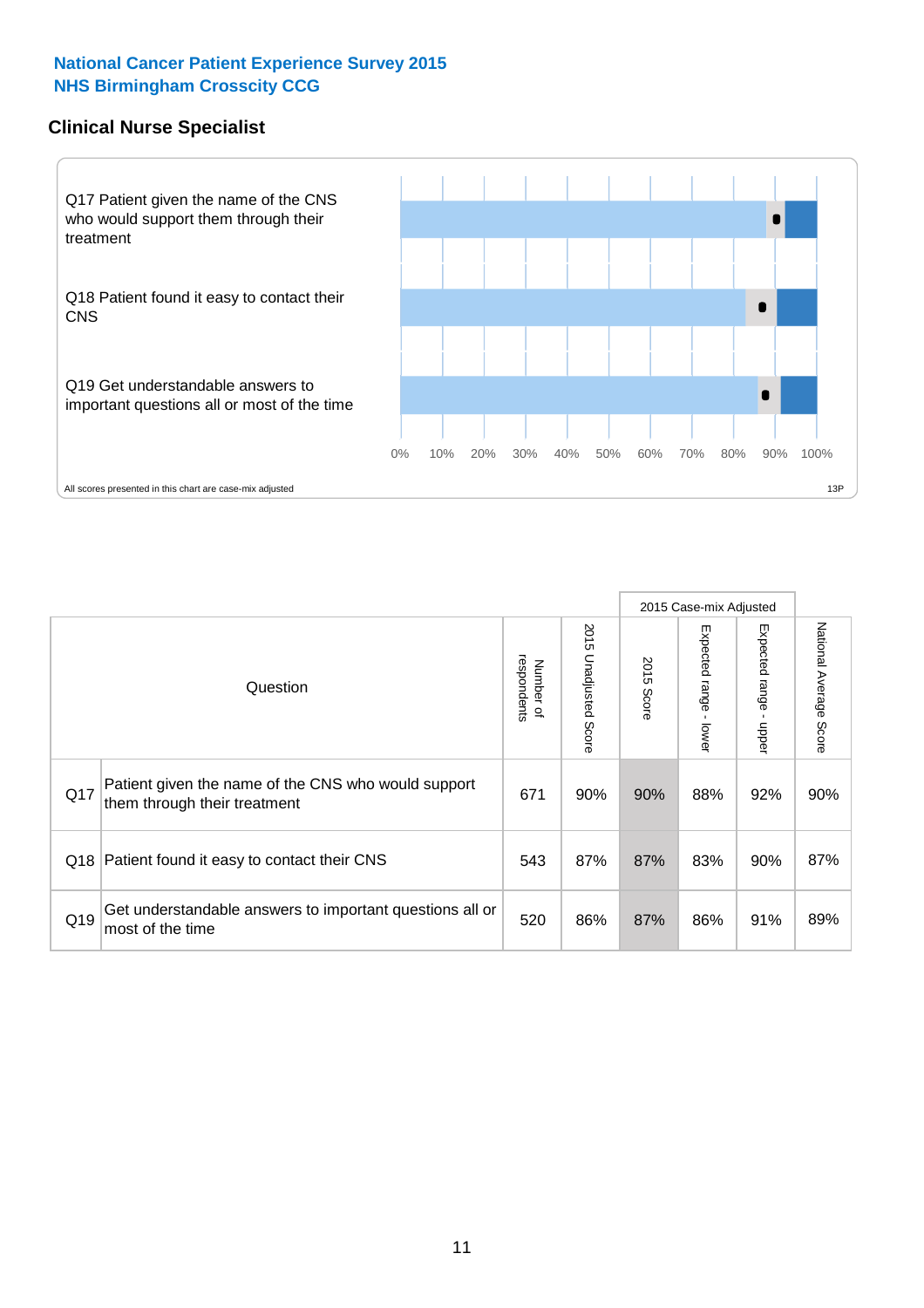**National Cancer Patient Experience Survey 2015**
**NHS Birmingham Crosscity CCG**

## Clinical Nurse Specialist

Q17 Patient given the name of the CNS who would support them through their treatment

Q18 Patient found it easy to contact their CNS

Q19 Get understandable answers to important questions all or most of the time

0% 10% 20% 30% 40% 50% 60% 70% 80% 90% 100%

All scores presented in this chart are case-mix adjusted

13P

| | Question | Number of respondents | 2015 Unadjusted Score | 2015 Case-mix Adjusted: 2015 Score | 2015 Case-mix Adjusted: Expected range - lower | 2015 Case-mix Adjusted: Expected range - upper | National Average Score |
|---|---|---|---|---|---|---|---|
| Q17 | Patient given the name of the CNS who would support them through their treatment | 671 | 90% | 90% | 88% | 92% | 90% |
| Q18 | Patient found it easy to contact their CNS | 543 | 87% | 87% | 83% | 90% | 87% |
| Q19 | Get understandable answers to important questions all or most of the time | 520 | 86% | 87% | 86% | 91% | 89% |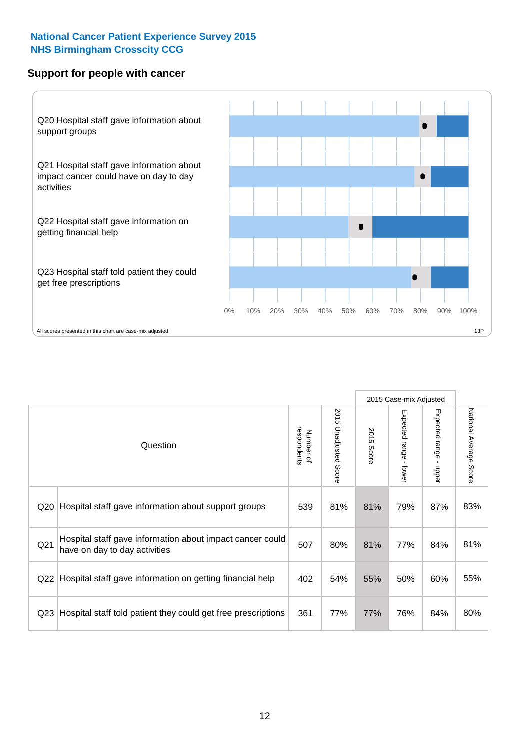National Cancer Patient Experience Survey 2015
NHS Birmingham Crosscity CCG

## Support for people with cancer

Q20 Hospital staff gave information about support groups

Q21 Hospital staff gave information about impact cancer could have on day to day activities

Q22 Hospital staff gave information on getting financial help

Q23 Hospital staff told patient they could get free prescriptions

0% 10% 20% 30% 40% 50% 60% 70% 80% 90% 100%

All scores presented in this chart are case-mix adjusted

13P

| Question | | Number of respondents | 2015 Unadjusted Score | 2015 Case-mix Adjusted | | | National Average Score |
|---|---|---|---|---|---|---|---|
| | | | | 2015 Score | Expected range - lower | Expected range - upper | |
| Q20 | Hospital staff gave information about support groups | 539 | 81% | 81% | 79% | 87% | 83% |
| Q21 | Hospital staff gave information about impact cancer could have on day to day activities | 507 | 80% | 81% | 77% | 84% | 81% |
| Q22 | Hospital staff gave information on getting financial help | 402 | 54% | 55% | 50% | 60% | 55% |
| Q23 | Hospital staff told patient they could get free prescriptions | 361 | 77% | 77% | 76% | 84% | 80% |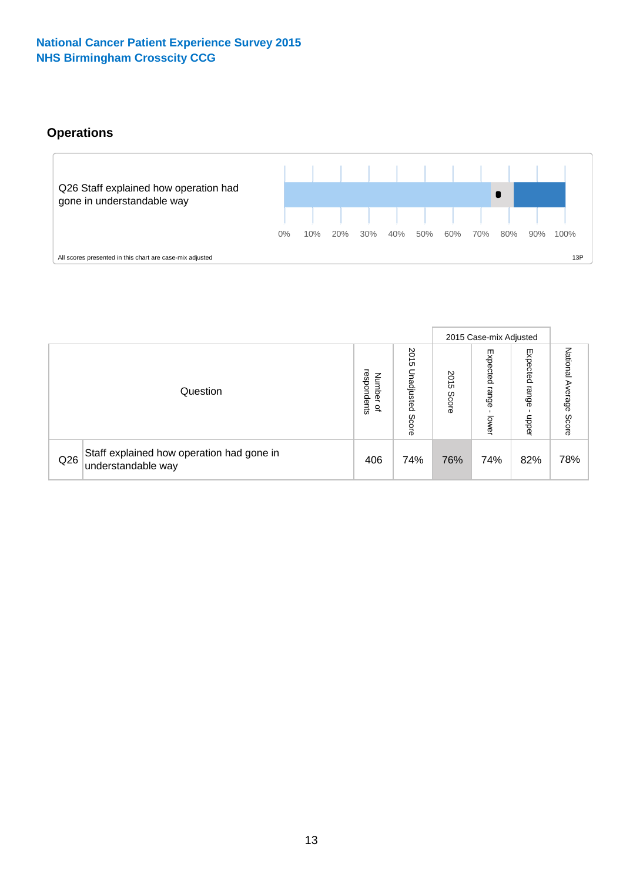National Cancer Patient Experience Survey 2015
NHS Birmingham Crosscity CCG

## Operations

Q26 Staff explained how operation had gone in understandable way

0% 10% 20% 30% 40% 50% 60% 70% 80% 90% 100%

All scores presented in this chart are case-mix adjusted

13P

| | Question | Number of respondents | 2015 Unadjusted Score | 2015 Case-mix Adjusted: 2015 Score | 2015 Case-mix Adjusted: Expected range - lower | 2015 Case-mix Adjusted: Expected range - upper | National Average Score |
|---|---|---|---|---|---|---|---|
| Q26 | Staff explained how operation had gone in understandable way | 406 | 74% | 76% | 74% | 82% | 78% |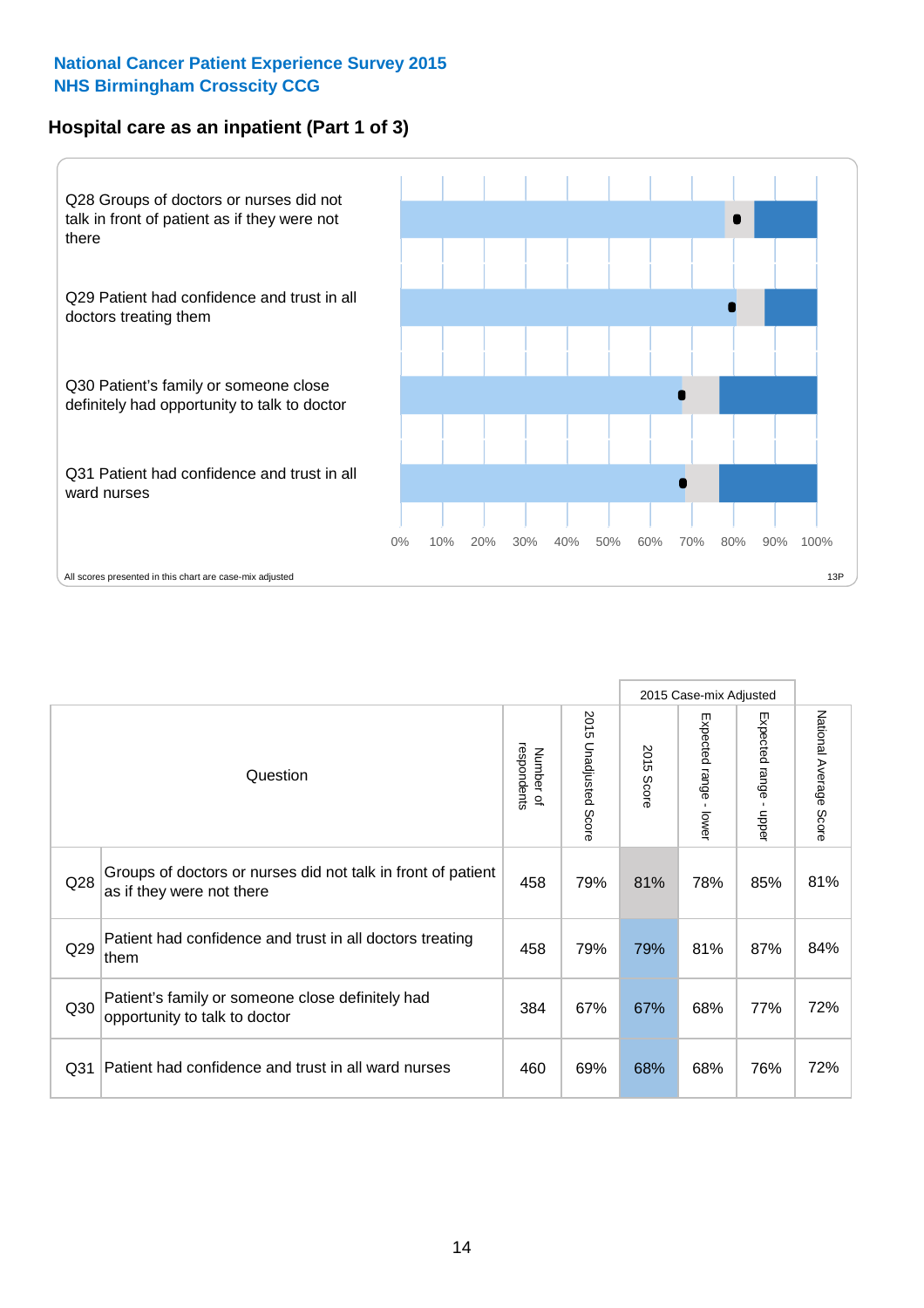National Cancer Patient Experience Survey 2015
NHS Birmingham Crosscity CCG

## Hospital care as an inpatient (Part 1 of 3)

Q28 Groups of doctors or nurses did not talk in front of patient as if they were not there

Q29 Patient had confidence and trust in all doctors treating them

Q30 Patient's family or someone close definitely had opportunity to talk to doctor

Q31 Patient had confidence and trust in all ward nurses

0% 10% 20% 30% 40% 50% 60% 70% 80% 90% 100%

All scores presented in this chart are case-mix adjusted

13P

| | Question | Number of respondents | 2015 Unadjusted Score | 2015 Case-mix Adjusted: 2015 Score | 2015 Case-mix Adjusted: Expected range - lower | 2015 Case-mix Adjusted: Expected range - upper | National Average Score |
|---|---|---|---|---|---|---|---|
| Q28 | Groups of doctors or nurses did not talk in front of patient as if they were not there | 458 | 79% | 81% | 78% | 85% | 81% |
| Q29 | Patient had confidence and trust in all doctors treating them | 458 | 79% | 79% | 81% | 87% | 84% |
| Q30 | Patient's family or someone close definitely had opportunity to talk to doctor | 384 | 67% | 67% | 68% | 77% | 72% |
| Q31 | Patient had confidence and trust in all ward nurses | 460 | 69% | 68% | 68% | 76% | 72% |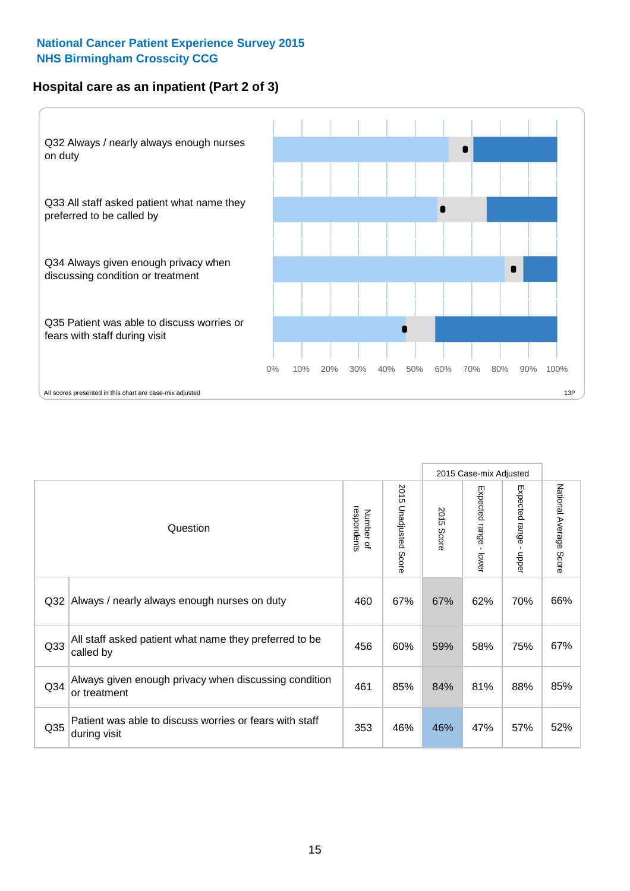National Cancer Patient Experience Survey 2015
NHS Birmingham Crosscity CCG

## Hospital care as an inpatient (Part 2 of 3)

Q32 Always / nearly always enough nurses on duty

Q33 All staff asked patient what name they preferred to be called by

Q34 Always given enough privacy when discussing condition or treatment

Q35 Patient was able to discuss worries or fears with staff during visit

0% 10% 20% 30% 40% 50% 60% 70% 80% 90% 100%

All scores presented in this chart are case-mix adjusted

13P

| Question | | Number of respondents | 2015 Unadjusted Score | 2015 Case-mix Adjusted | | | National Average Score |
|---|---|---|---|---|---|---|---|
| | | | | 2015 Score | Expected range - lower | Expected range - upper | |
| Q32 | Always / nearly always enough nurses on duty | 460 | 67% | 67% | 62% | 70% | 66% |
| Q33 | All staff asked patient what name they preferred to be called by | 456 | 60% | 59% | 58% | 75% | 67% |
| Q34 | Always given enough privacy when discussing condition or treatment | 461 | 85% | 84% | 81% | 88% | 85% |
| Q35 | Patient was able to discuss worries or fears with staff during visit | 353 | 46% | 46% | 47% | 57% | 52% |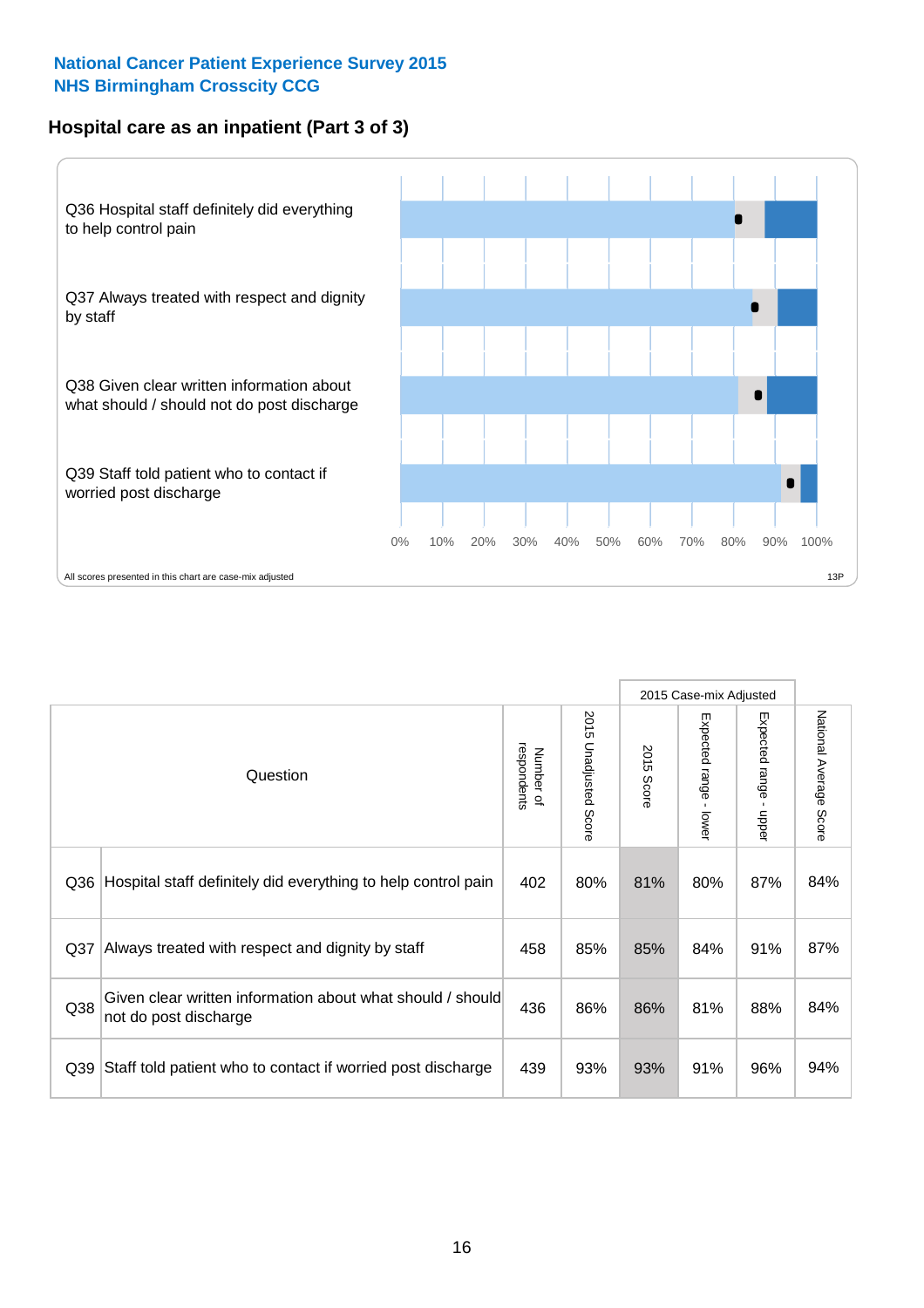**National Cancer Patient Experience Survey 2015**
**NHS Birmingham Crosscity CCG**

## Hospital care as an inpatient (Part 3 of 3)

Q36 Hospital staff definitely did everything to help control pain

Q37 Always treated with respect and dignity by staff

Q38 Given clear written information about what should / should not do post discharge

Q39 Staff told patient who to contact if worried post discharge

0% 10% 20% 30% 40% 50% 60% 70% 80% 90% 100%

All scores presented in this chart are case-mix adjusted

13P

| Question | | Number of respondents | 2015 Unadjusted Score | 2015 Case-mix Adjusted | | | National Average Score |
|---|---|---|---|---|---|---|---|
| | | | | 2015 Score | Expected range - lower | Expected range - upper | |
| Q36 | Hospital staff definitely did everything to help control pain | 402 | 80% | 81% | 80% | 87% | 84% |
| Q37 | Always treated with respect and dignity by staff | 458 | 85% | 85% | 84% | 91% | 87% |
| Q38 | Given clear written information about what should / should not do post discharge | 436 | 86% | 86% | 81% | 88% | 84% |
| Q39 | Staff told patient who to contact if worried post discharge | 439 | 93% | 93% | 91% | 96% | 94% |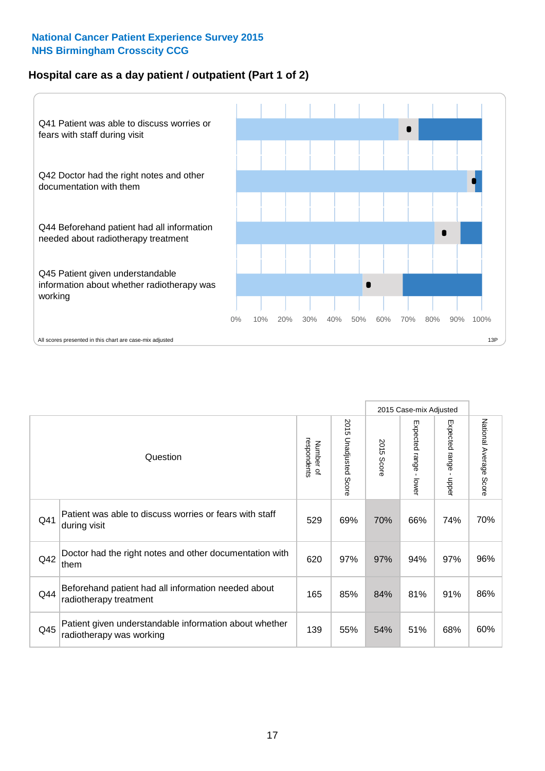National Cancer Patient Experience Survey 2015
NHS Birmingham Crosscity CCG

## Hospital care as a day patient / outpatient (Part 1 of 2)

Q41 Patient was able to discuss worries or fears with staff during visit

Q42 Doctor had the right notes and other documentation with them

Q44 Beforehand patient had all information needed about radiotherapy treatment

Q45 Patient given understandable information about whether radiotherapy was working

0% 10% 20% 30% 40% 50% 60% 70% 80% 90% 100%

All scores presented in this chart are case-mix adjusted

13P

| Question | | Number of respondents | 2015 Unadjusted Score | 2015 Case-mix Adjusted: 2015 Score | 2015 Case-mix Adjusted: Expected range - lower | 2015 Case-mix Adjusted: Expected range - upper | National Average Score |
|---|---|---|---|---|---|---|---|
| Q41 | Patient was able to discuss worries or fears with staff during visit | 529 | 69% | 70% | 66% | 74% | 70% |
| Q42 | Doctor had the right notes and other documentation with them | 620 | 97% | 97% | 94% | 97% | 96% |
| Q44 | Beforehand patient had all information needed about radiotherapy treatment | 165 | 85% | 84% | 81% | 91% | 86% |
| Q45 | Patient given understandable information about whether radiotherapy was working | 139 | 55% | 54% | 51% | 68% | 60% |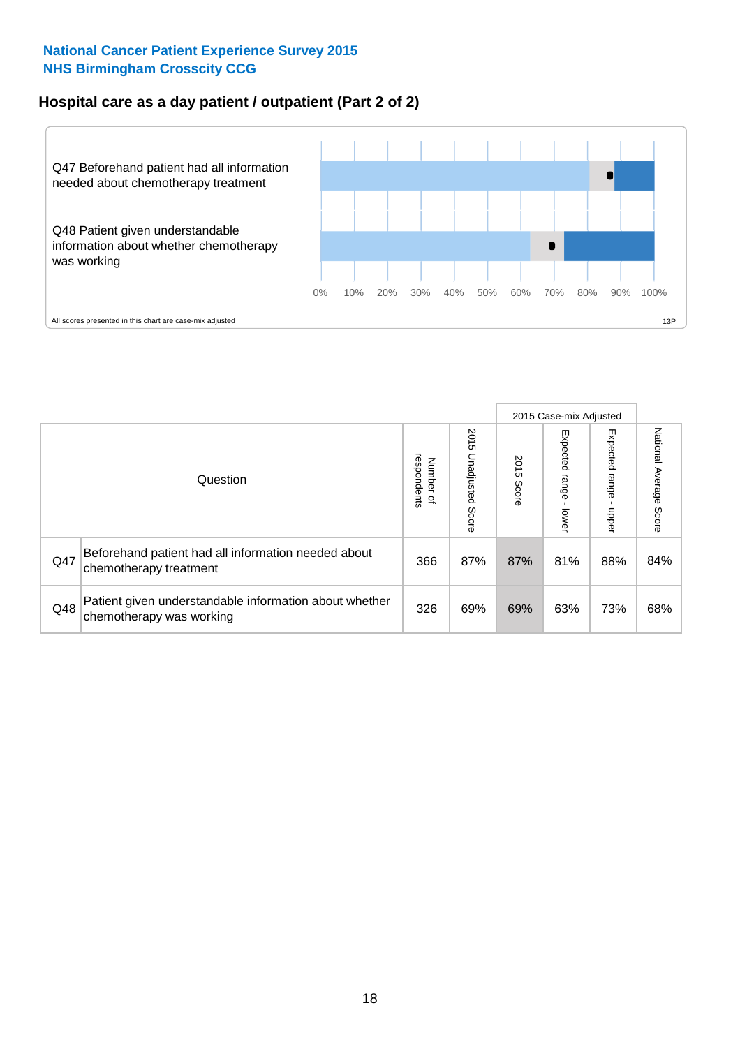National Cancer Patient Experience Survey 2015
NHS Birmingham Crosscity CCG

## Hospital care as a day patient / outpatient (Part 2 of 2)

Q47 Beforehand patient had all information needed about chemotherapy treatment

Q48 Patient given understandable information about whether chemotherapy was working

0% 10% 20% 30% 40% 50% 60% 70% 80% 90% 100%

All scores presented in this chart are case-mix adjusted

13P

| Question | | Number of respondents | 2015 Unadjusted Score | 2015 Case-mix Adjusted: 2015 Score | 2015 Case-mix Adjusted: Expected range - lower | 2015 Case-mix Adjusted: Expected range - upper | National Average Score |
|---|---|---|---|---|---|---|---|
| Q47 | Beforehand patient had all information needed about chemotherapy treatment | 366 | 87% | 87% | 81% | 88% | 84% |
| Q48 | Patient given understandable information about whether chemotherapy was working | 326 | 69% | 69% | 63% | 73% | 68% |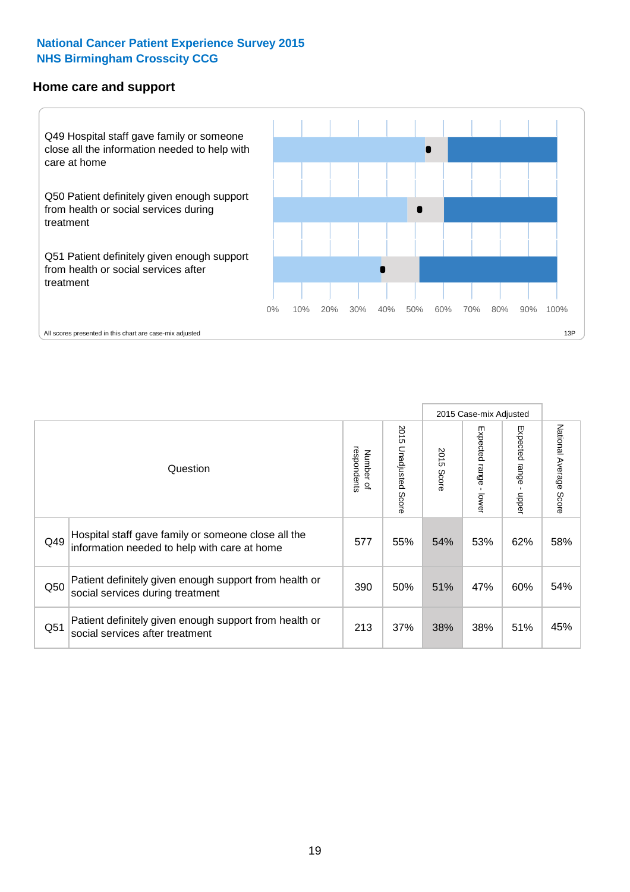**National Cancer Patient Experience Survey 2015**
**NHS Birmingham Crosscity CCG**

## Home care and support

Q49 Hospital staff gave family or someone close all the information needed to help with care at home

Q50 Patient definitely given enough support from health or social services during treatment

Q51 Patient definitely given enough support from health or social services after treatment

0% 10% 20% 30% 40% 50% 60% 70% 80% 90% 100%

All scores presented in this chart are case-mix adjusted

13P

| | Question | Number of respondents | 2015 Unadjusted Score | 2015 Case-mix Adjusted: 2015 Score | 2015 Case-mix Adjusted: Expected range - lower | 2015 Case-mix Adjusted: Expected range - upper | National Average Score |
|---|---|---|---|---|---|---|---|
| Q49 | Hospital staff gave family or someone close all the information needed to help with care at home | 577 | 55% | 54% | 53% | 62% | 58% |
| Q50 | Patient definitely given enough support from health or social services during treatment | 390 | 50% | 51% | 47% | 60% | 54% |
| Q51 | Patient definitely given enough support from health or social services after treatment | 213 | 37% | 38% | 38% | 51% | 45% |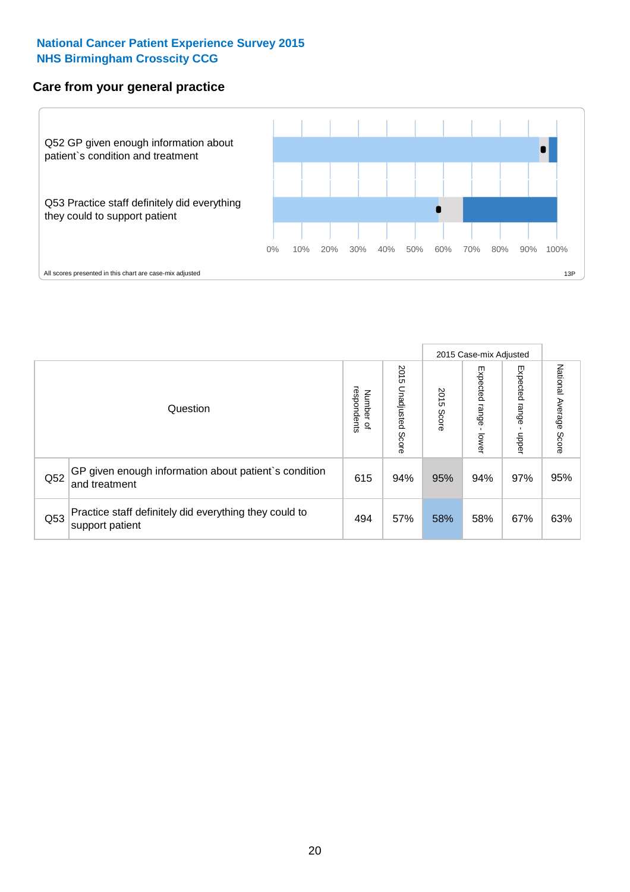**National Cancer Patient Experience Survey 2015**
**NHS Birmingham Crosscity CCG**

## Care from your general practice

Q52 GP given enough information about patient`s condition and treatment

Q53 Practice staff definitely did everything they could to support patient

0% 10% 20% 30% 40% 50% 60% 70% 80% 90% 100%

All scores presented in this chart are case-mix adjusted

13P

| Question | | Number of respondents | 2015 Unadjusted Score | 2015 Case-mix Adjusted 2015 Score | 2015 Case-mix Adjusted Expected range - lower | 2015 Case-mix Adjusted Expected range - upper | National Average Score |
|---|---|---|---|---|---|---|---|
| Q52 | GP given enough information about patient`s condition and treatment | 615 | 94% | 95% | 94% | 97% | 95% |
| Q53 | Practice staff definitely did everything they could to support patient | 494 | 57% | 58% | 58% | 67% | 63% |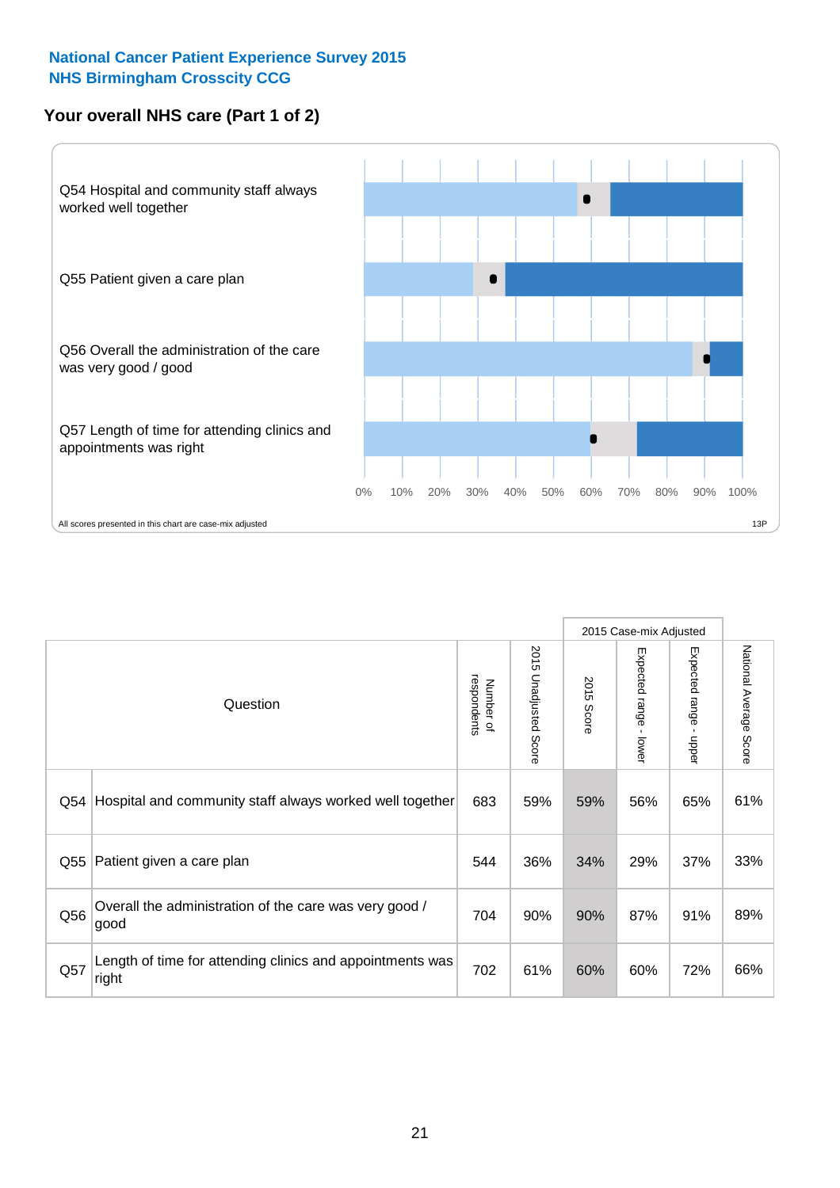**National Cancer Patient Experience Survey 2015**
**NHS Birmingham Crosscity CCG**

## Your overall NHS care (Part 1 of 2)

Q54 Hospital and community staff always worked well together

Q55 Patient given a care plan

Q56 Overall the administration of the care was very good / good

Q57 Length of time for attending clinics and appointments was right

0% 10% 20% 30% 40% 50% 60% 70% 80% 90% 100%

All scores presented in this chart are case-mix adjusted

13P

| | Question | Number of respondents | 2015 Unadjusted Score | 2015 Case-mix Adjusted: 2015 Score | 2015 Case-mix Adjusted: Expected range - lower | 2015 Case-mix Adjusted: Expected range - upper | National Average Score |
|---|---|---|---|---|---|---|---|
| Q54 | Hospital and community staff always worked well together | 683 | 59% | 59% | 56% | 65% | 61% |
| Q55 | Patient given a care plan | 544 | 36% | 34% | 29% | 37% | 33% |
| Q56 | Overall the administration of the care was very good / good | 704 | 90% | 90% | 87% | 91% | 89% |
| Q57 | Length of time for attending clinics and appointments was right | 702 | 61% | 60% | 60% | 72% | 66% |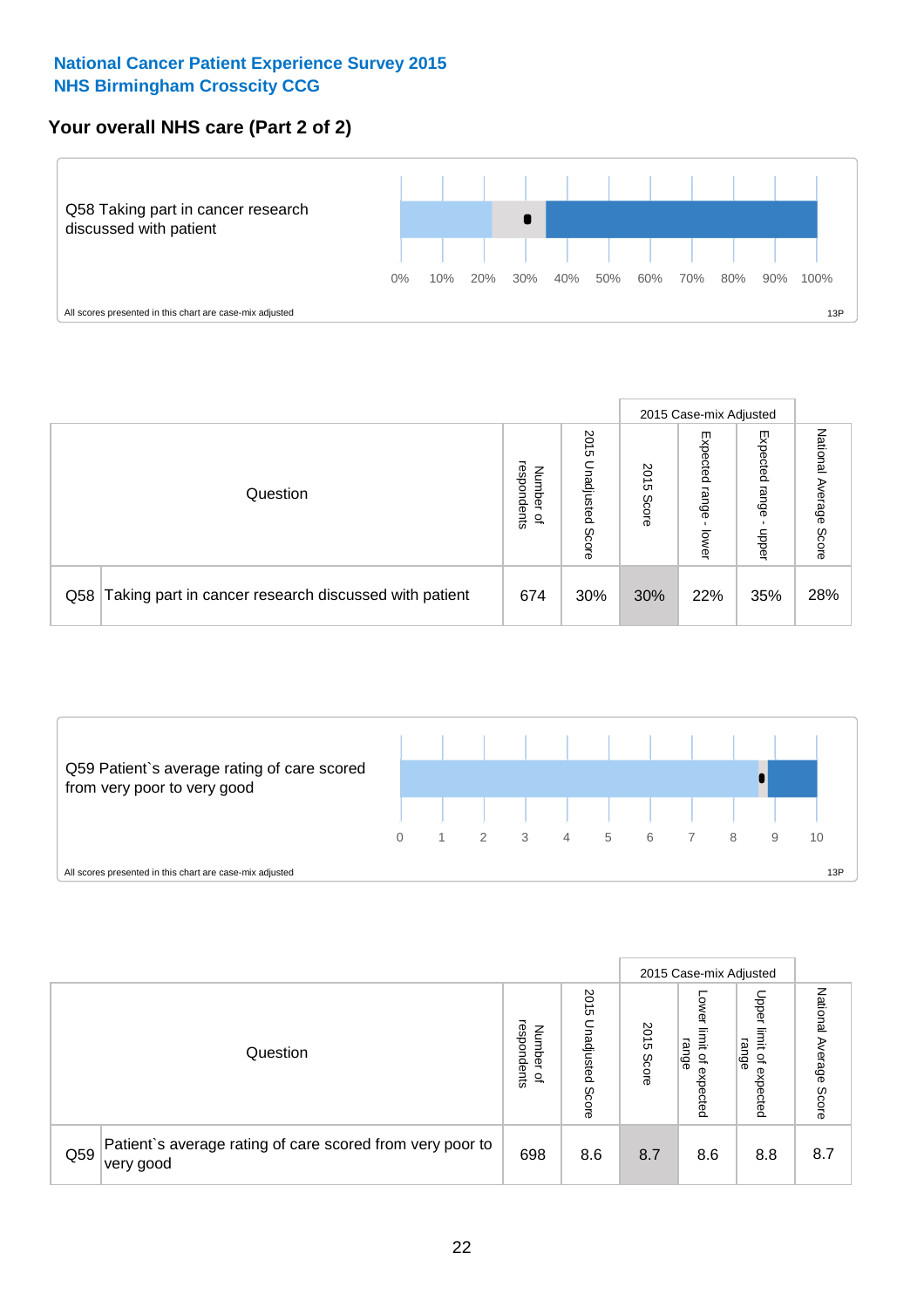**National Cancer Patient Experience Survey 2015**
**NHS Birmingham Crosscity CCG**

## Your overall NHS care (Part 2 of 2)

Q58 Taking part in cancer research discussed with patient

0% 10% 20% 30% 40% 50% 60% 70% 80% 90% 100%

All scores presented in this chart are case-mix adjusted

13P

| Question | | Number of respondents | 2015 Unadjusted Score | 2015 Case-mix Adjusted: 2015 Score | 2015 Case-mix Adjusted: Expected range - lower | 2015 Case-mix Adjusted: Expected range - upper | National Average Score |
|---|---|---|---|---|---|---|---|
| Q58 | Taking part in cancer research discussed with patient | 674 | 30% | 30% | 22% | 35% | 28% |

Q59 Patient`s average rating of care scored from very poor to very good

0 1 2 3 4 5 6 7 8 9 10

All scores presented in this chart are case-mix adjusted

13P

| Question | | Number of respondents | 2015 Unadjusted Score | 2015 Case-mix Adjusted: 2015 Score | 2015 Case-mix Adjusted: Lower limit of expected range | 2015 Case-mix Adjusted: Upper limit of expected range | National Average Score |
|---|---|---|---|---|---|---|---|
| Q59 | Patient`s average rating of care scored from very poor to very good | 698 | 8.6 | 8.7 | 8.6 | 8.8 | 8.7 |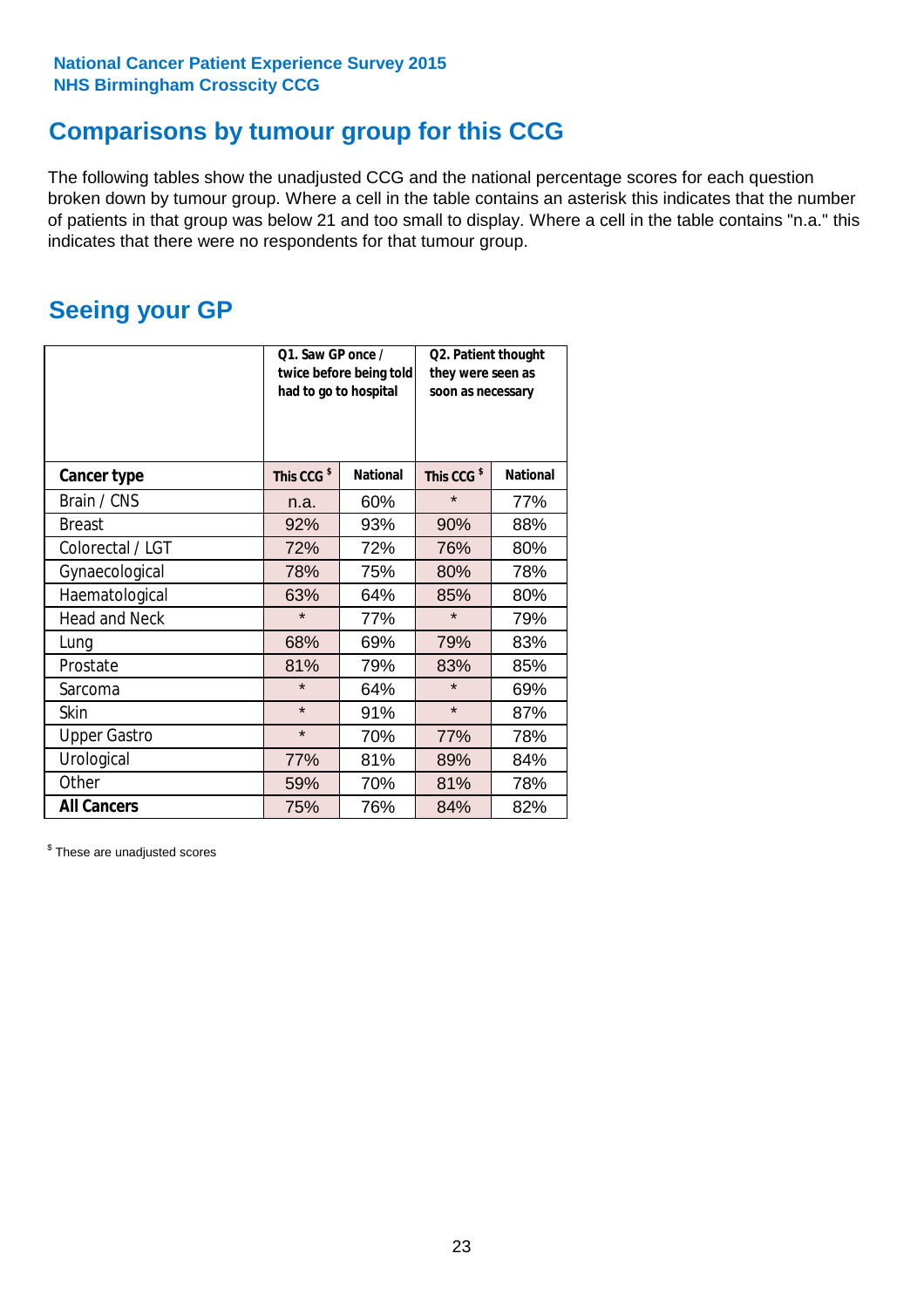National Cancer Patient Experience Survey 2015
NHS Birmingham Crosscity CCG

# Comparisons by tumour group for this CCG

The following tables show the unadjusted CCG and the national percentage scores for each question broken down by tumour group. Where a cell in the table contains an asterisk this indicates that the number of patients in that group was below 21 and too small to display. Where a cell in the table contains "n.a." this indicates that there were no respondents for that tumour group.

## Seeing your GP

| | Q1. Saw GP once / twice before being told had to go to hospital | | Q2. Patient thought they were seen as soon as necessary | |
|---|---|---|---|---|
| **Cancer type** | This CCG $ | National | This CCG $ | National |
| Brain / CNS | n.a. | 60% | * | 77% |
| Breast | 92% | 93% | 90% | 88% |
| Colorectal / LGT | 72% | 72% | 76% | 80% |
| Gynaecological | 78% | 75% | 80% | 78% |
| Haematological | 63% | 64% | 85% | 80% |
| Head and Neck | * | 77% | * | 79% |
| Lung | 68% | 69% | 79% | 83% |
| Prostate | 81% | 79% | 83% | 85% |
| Sarcoma | * | 64% | * | 69% |
| Skin | * | 91% | * | 87% |
| Upper Gastro | * | 70% | 77% | 78% |
| Urological | 77% | 81% | 89% | 84% |
| Other | 59% | 70% | 81% | 78% |
| **All Cancers** | 75% | 76% | 84% | 82% |

$ These are unadjusted scores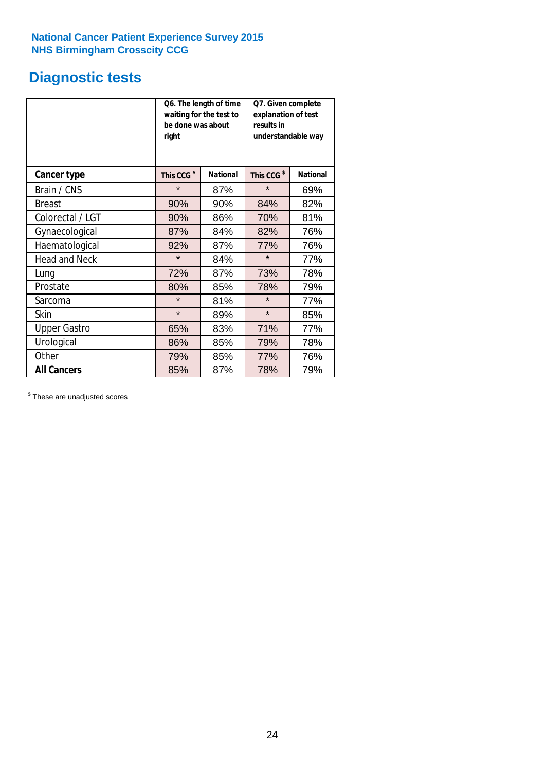**National Cancer Patient Experience Survey 2015**
**NHS Birmingham Crosscity CCG**

# Diagnostic tests

| | Q6. The length of time waiting for the test to be done was about right | | Q7. Given complete explanation of test results in understandable way | |
|---|---|---|---|---|
| **Cancer type** | **This CCG $** | **National** | **This CCG $** | **National** |
| Brain / CNS | * | 87% | * | 69% |
| Breast | 90% | 90% | 84% | 82% |
| Colorectal / LGT | 90% | 86% | 70% | 81% |
| Gynaecological | 87% | 84% | 82% | 76% |
| Haematological | 92% | 87% | 77% | 76% |
| Head and Neck | * | 84% | * | 77% |
| Lung | 72% | 87% | 73% | 78% |
| Prostate | 80% | 85% | 78% | 79% |
| Sarcoma | * | 81% | * | 77% |
| Skin | * | 89% | * | 85% |
| Upper Gastro | 65% | 83% | 71% | 77% |
| Urological | 86% | 85% | 79% | 78% |
| Other | 79% | 85% | 77% | 76% |
| **All Cancers** | 85% | 87% | 78% | 79% |

$ These are unadjusted scores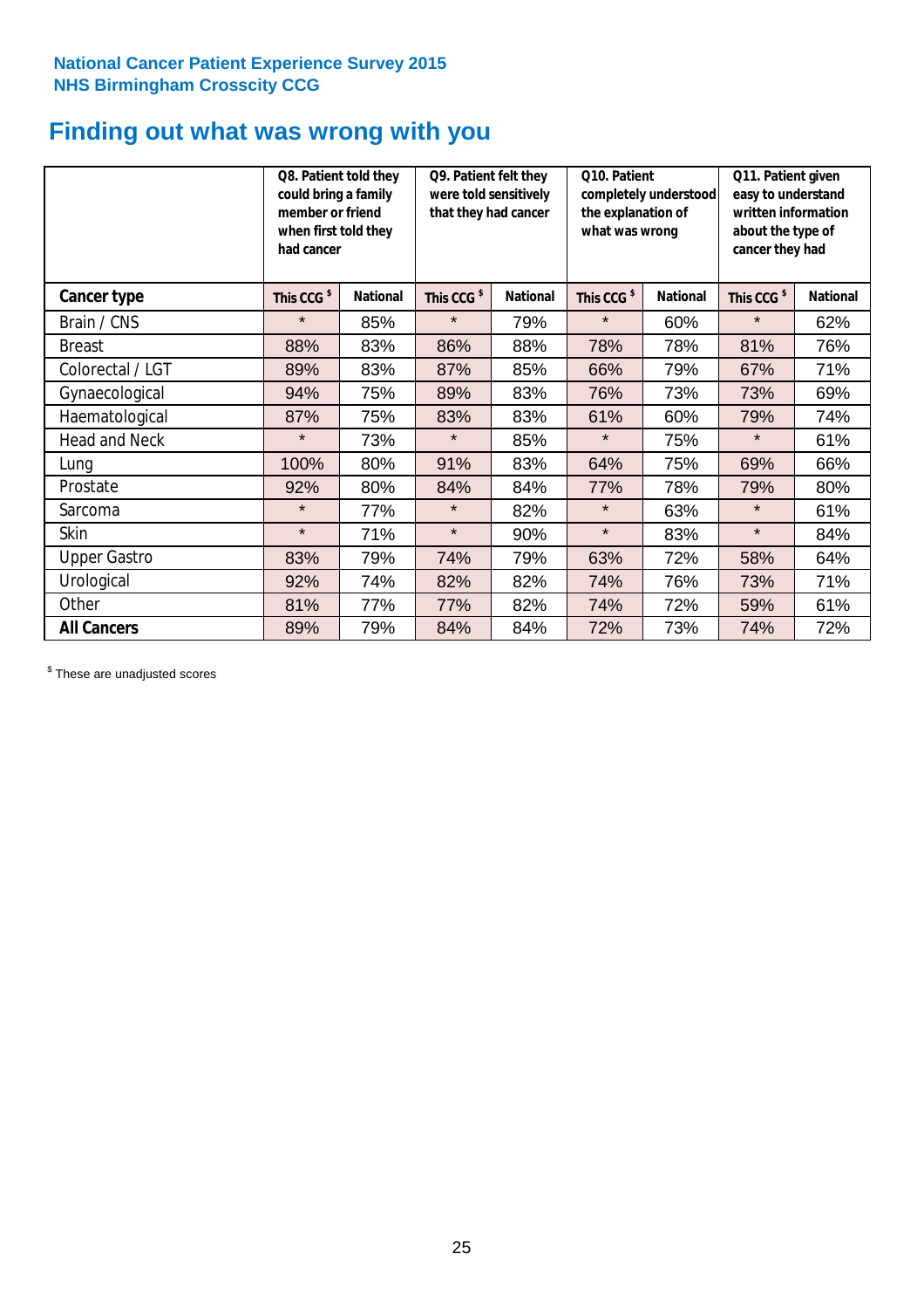National Cancer Patient Experience Survey 2015
NHS Birmingham Crosscity CCG

# Finding out what was wrong with you

| | Q8. Patient told they could bring a family member or friend when first told they had cancer | | Q9. Patient felt they were told sensitively that they had cancer | | Q10. Patient completely understood the explanation of what was wrong | | Q11. Patient given easy to understand written information about the type of cancer they had | |
|---|---|---|---|---|---|---|---|---|
| **Cancer type** | **This CCG $** | **National** | **This CCG $** | **National** | **This CCG $** | **National** | **This CCG $** | **National** |
| Brain / CNS | * | 85% | * | 79% | * | 60% | * | 62% |
| Breast | 88% | 83% | 86% | 88% | 78% | 78% | 81% | 76% |
| Colorectal / LGT | 89% | 83% | 87% | 85% | 66% | 79% | 67% | 71% |
| Gynaecological | 94% | 75% | 89% | 83% | 76% | 73% | 73% | 69% |
| Haematological | 87% | 75% | 83% | 83% | 61% | 60% | 79% | 74% |
| Head and Neck | * | 73% | * | 85% | * | 75% | * | 61% |
| Lung | 100% | 80% | 91% | 83% | 64% | 75% | 69% | 66% |
| Prostate | 92% | 80% | 84% | 84% | 77% | 78% | 79% | 80% |
| Sarcoma | * | 77% | * | 82% | * | 63% | * | 61% |
| Skin | * | 71% | * | 90% | * | 83% | * | 84% |
| Upper Gastro | 83% | 79% | 74% | 79% | 63% | 72% | 58% | 64% |
| Urological | 92% | 74% | 82% | 82% | 74% | 76% | 73% | 71% |
| Other | 81% | 77% | 77% | 82% | 74% | 72% | 59% | 61% |
| **All Cancers** | 89% | 79% | 84% | 84% | 72% | 73% | 74% | 72% |

$ These are unadjusted scores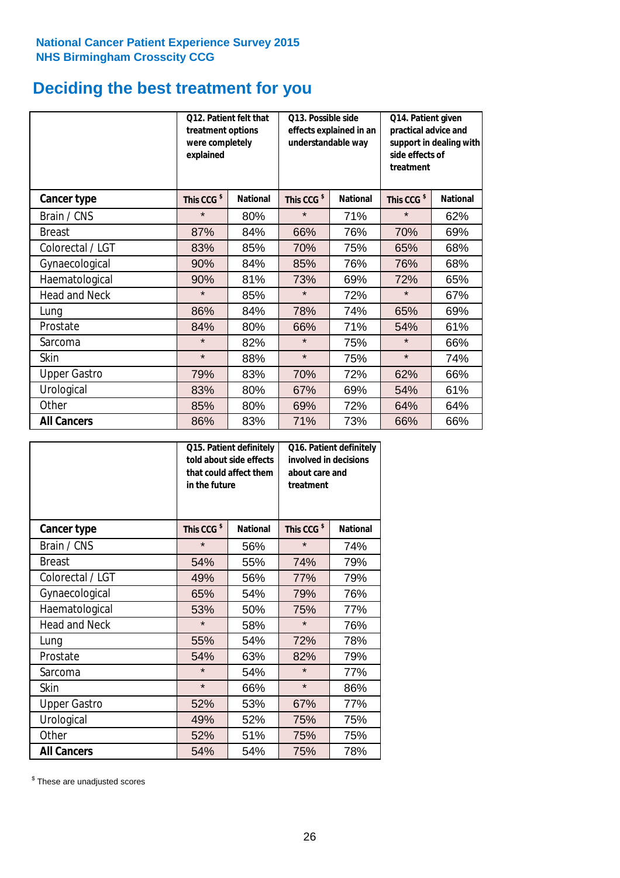**National Cancer Patient Experience Survey 2015**
**NHS Birmingham Crosscity CCG**

# Deciding the best treatment for you

| | Q12. Patient felt that treatment options were completely explained | | Q13. Possible side effects explained in an understandable way | | Q14. Patient given practical advice and support in dealing with side effects of treatment | |
|---|---|---|---|---|---|---|
| **Cancer type** | **This CCG $** | **National** | **This CCG $** | **National** | **This CCG $** | **National** |
| Brain / CNS | * | 80% | * | 71% | * | 62% |
| Breast | 87% | 84% | 66% | 76% | 70% | 69% |
| Colorectal / LGT | 83% | 85% | 70% | 75% | 65% | 68% |
| Gynaecological | 90% | 84% | 85% | 76% | 76% | 68% |
| Haematological | 90% | 81% | 73% | 69% | 72% | 65% |
| Head and Neck | * | 85% | * | 72% | * | 67% |
| Lung | 86% | 84% | 78% | 74% | 65% | 69% |
| Prostate | 84% | 80% | 66% | 71% | 54% | 61% |
| Sarcoma | * | 82% | * | 75% | * | 66% |
| Skin | * | 88% | * | 75% | * | 74% |
| Upper Gastro | 79% | 83% | 70% | 72% | 62% | 66% |
| Urological | 83% | 80% | 67% | 69% | 54% | 61% |
| Other | 85% | 80% | 69% | 72% | 64% | 64% |
| **All Cancers** | 86% | 83% | 71% | 73% | 66% | 66% |

| | Q15. Patient definitely told about side effects that could affect them in the future | | Q16. Patient definitely involved in decisions about care and treatment | |
|---|---|---|---|---|
| **Cancer type** | **This CCG $** | **National** | **This CCG $** | **National** |
| Brain / CNS | * | 56% | * | 74% |
| Breast | 54% | 55% | 74% | 79% |
| Colorectal / LGT | 49% | 56% | 77% | 79% |
| Gynaecological | 65% | 54% | 79% | 76% |
| Haematological | 53% | 50% | 75% | 77% |
| Head and Neck | * | 58% | * | 76% |
| Lung | 55% | 54% | 72% | 78% |
| Prostate | 54% | 63% | 82% | 79% |
| Sarcoma | * | 54% | * | 77% |
| Skin | * | 66% | * | 86% |
| Upper Gastro | 52% | 53% | 67% | 77% |
| Urological | 49% | 52% | 75% | 75% |
| Other | 52% | 51% | 75% | 75% |
| **All Cancers** | 54% | 54% | 75% | 78% |

$ These are unadjusted scores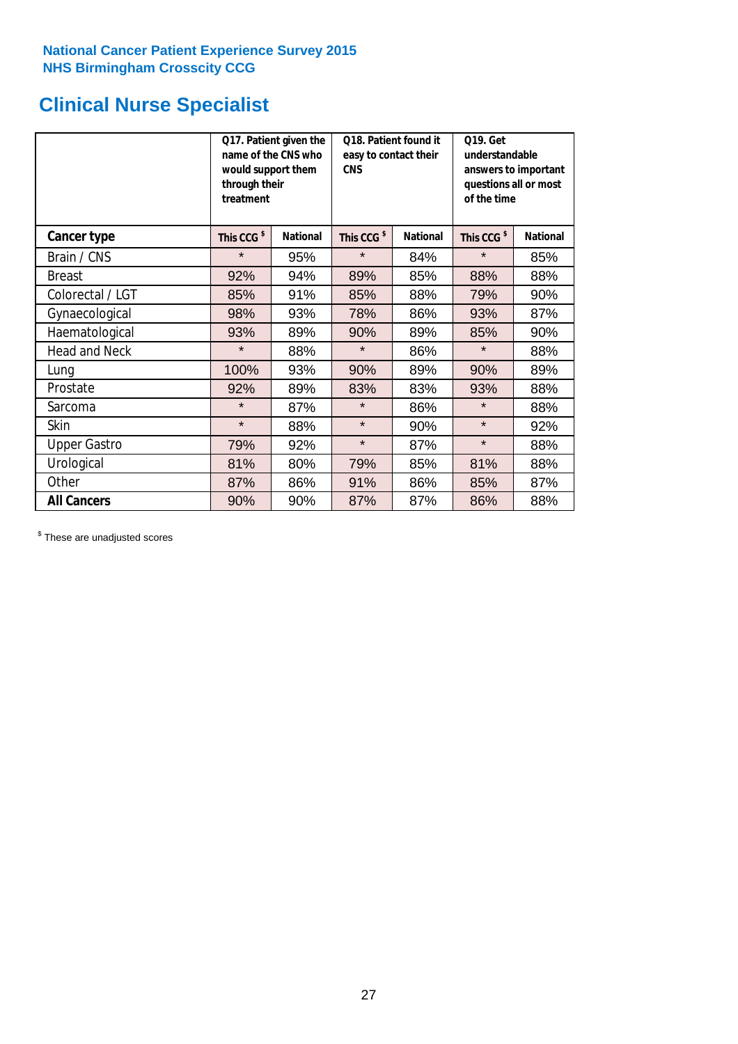National Cancer Patient Experience Survey 2015
NHS Birmingham Crosscity CCG

# Clinical Nurse Specialist

| | Q17. Patient given the name of the CNS who would support them through their treatment | | Q18. Patient found it easy to contact their CNS | | Q19. Get understandable answers to important questions all or most of the time | |
|---|---|---|---|---|---|---|
| **Cancer type** | **This CCG $** | **National** | **This CCG $** | **National** | **This CCG $** | **National** |
| Brain / CNS | * | 95% | * | 84% | * | 85% |
| Breast | 92% | 94% | 89% | 85% | 88% | 88% |
| Colorectal / LGT | 85% | 91% | 85% | 88% | 79% | 90% |
| Gynaecological | 98% | 93% | 78% | 86% | 93% | 87% |
| Haematological | 93% | 89% | 90% | 89% | 85% | 90% |
| Head and Neck | * | 88% | * | 86% | * | 88% |
| Lung | 100% | 93% | 90% | 89% | 90% | 89% |
| Prostate | 92% | 89% | 83% | 83% | 93% | 88% |
| Sarcoma | * | 87% | * | 86% | * | 88% |
| Skin | * | 88% | * | 90% | * | 92% |
| Upper Gastro | 79% | 92% | * | 87% | * | 88% |
| Urological | 81% | 80% | 79% | 85% | 81% | 88% |
| Other | 87% | 86% | 91% | 86% | 85% | 87% |
| **All Cancers** | 90% | 90% | 87% | 87% | 86% | 88% |

$ These are unadjusted scores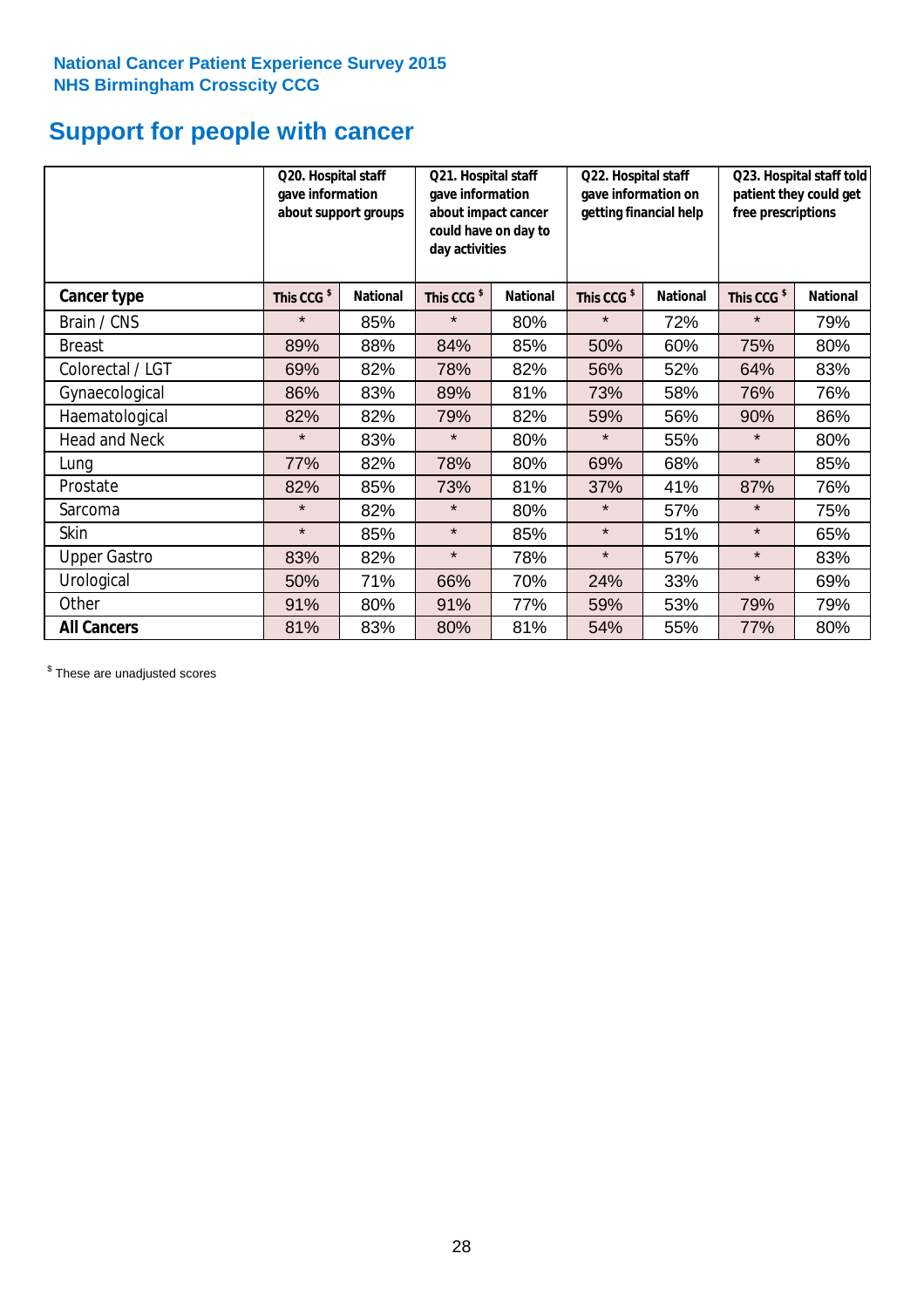**National Cancer Patient Experience Survey 2015**
**NHS Birmingham Crosscity CCG**

# Support for people with cancer

| | Q20. Hospital staff gave information about support groups | | Q21. Hospital staff gave information about impact cancer could have on day to day activities | | Q22. Hospital staff gave information on getting financial help | | Q23. Hospital staff told patient they could get free prescriptions | |
|---|---|---|---|---|---|---|---|---|
| **Cancer type** | **This CCG $** | **National** | **This CCG $** | **National** | **This CCG $** | **National** | **This CCG $** | **National** |
| Brain / CNS | * | 85% | * | 80% | * | 72% | * | 79% |
| Breast | 89% | 88% | 84% | 85% | 50% | 60% | 75% | 80% |
| Colorectal / LGT | 69% | 82% | 78% | 82% | 56% | 52% | 64% | 83% |
| Gynaecological | 86% | 83% | 89% | 81% | 73% | 58% | 76% | 76% |
| Haematological | 82% | 82% | 79% | 82% | 59% | 56% | 90% | 86% |
| Head and Neck | * | 83% | * | 80% | * | 55% | * | 80% |
| Lung | 77% | 82% | 78% | 80% | 69% | 68% | * | 85% |
| Prostate | 82% | 85% | 73% | 81% | 37% | 41% | 87% | 76% |
| Sarcoma | * | 82% | * | 80% | * | 57% | * | 75% |
| Skin | * | 85% | * | 85% | * | 51% | * | 65% |
| Upper Gastro | 83% | 82% | * | 78% | * | 57% | * | 83% |
| Urological | 50% | 71% | 66% | 70% | 24% | 33% | * | 69% |
| Other | 91% | 80% | 91% | 77% | 59% | 53% | 79% | 79% |
| **All Cancers** | 81% | 83% | 80% | 81% | 54% | 55% | 77% | 80% |

$ These are unadjusted scores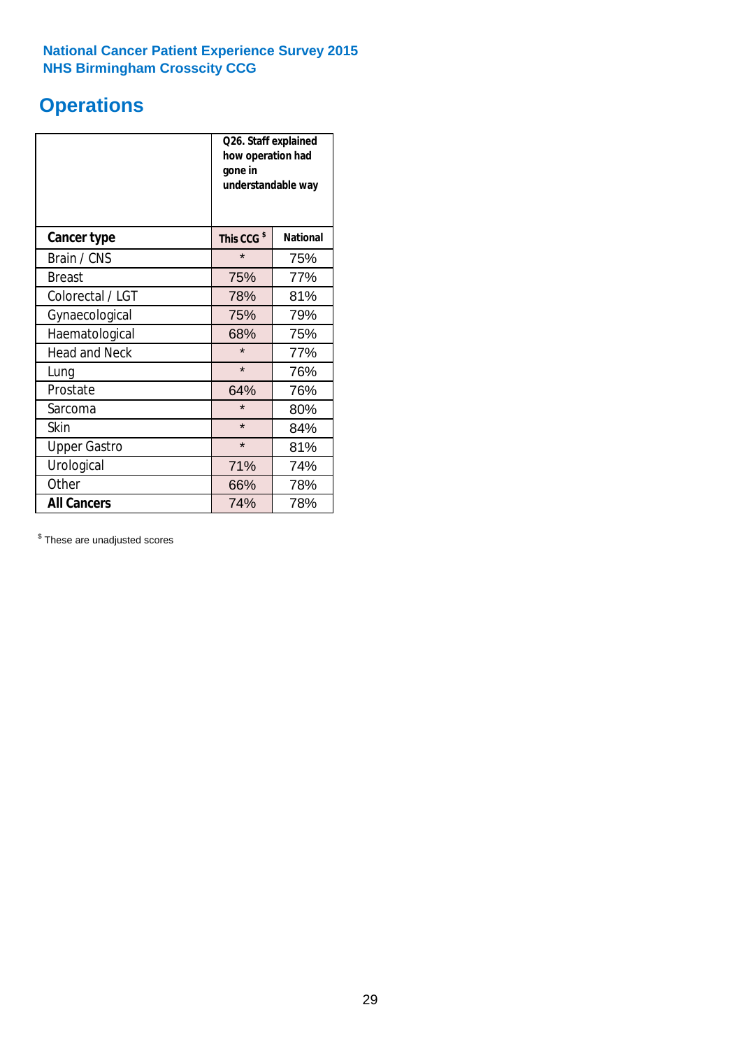National Cancer Patient Experience Survey 2015
NHS Birmingham Crosscity CCG

# Operations

| | Q26. Staff explained how operation had gone in understandable way | |
|---|---|---|
| **Cancer type** | **This CCG $** | **National** |
| Brain / CNS | * | 75% |
| Breast | 75% | 77% |
| Colorectal / LGT | 78% | 81% |
| Gynaecological | 75% | 79% |
| Haematological | 68% | 75% |
| Head and Neck | * | 77% |
| Lung | * | 76% |
| Prostate | 64% | 76% |
| Sarcoma | * | 80% |
| Skin | * | 84% |
| Upper Gastro | * | 81% |
| Urological | 71% | 74% |
| Other | 66% | 78% |
| **All Cancers** | 74% | 78% |

$ These are unadjusted scores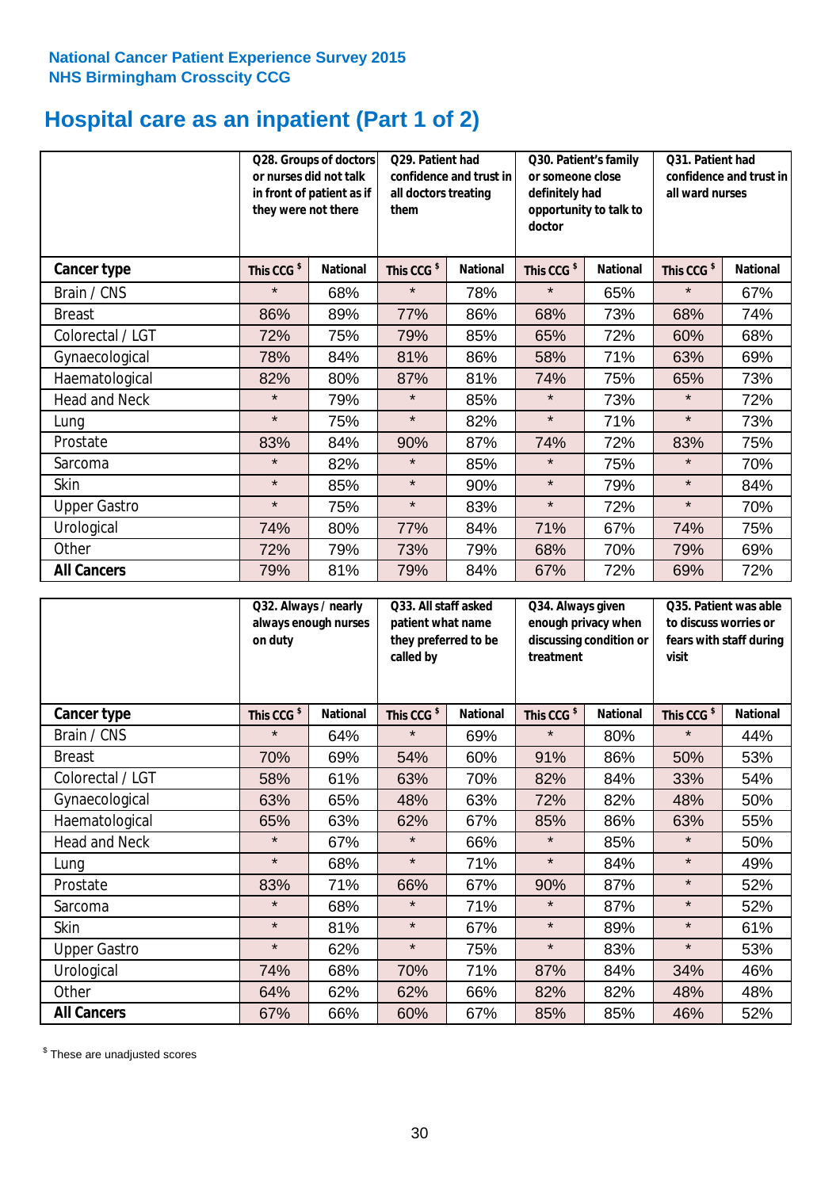**National Cancer Patient Experience Survey 2015**
**NHS Birmingham Crosscity CCG**

# Hospital care as an inpatient (Part 1 of 2)

| | Q28. Groups of doctors or nurses did not talk in front of patient as if they were not there | | Q29. Patient had confidence and trust in all doctors treating them | | Q30. Patient's family or someone close definitely had opportunity to talk to doctor | | Q31. Patient had confidence and trust in all ward nurses | |
|---|---|---|---|---|---|---|---|---|
| **Cancer type** | **This CCG $** | **National** | **This CCG $** | **National** | **This CCG $** | **National** | **This CCG $** | **National** |
| Brain / CNS | * | 68% | * | 78% | * | 65% | * | 67% |
| Breast | 86% | 89% | 77% | 86% | 68% | 73% | 68% | 74% |
| Colorectal / LGT | 72% | 75% | 79% | 85% | 65% | 72% | 60% | 68% |
| Gynaecological | 78% | 84% | 81% | 86% | 58% | 71% | 63% | 69% |
| Haematological | 82% | 80% | 87% | 81% | 74% | 75% | 65% | 73% |
| Head and Neck | * | 79% | * | 85% | * | 73% | * | 72% |
| Lung | * | 75% | * | 82% | * | 71% | * | 73% |
| Prostate | 83% | 84% | 90% | 87% | 74% | 72% | 83% | 75% |
| Sarcoma | * | 82% | * | 85% | * | 75% | * | 70% |
| Skin | * | 85% | * | 90% | * | 79% | * | 84% |
| Upper Gastro | * | 75% | * | 83% | * | 72% | * | 70% |
| Urological | 74% | 80% | 77% | 84% | 71% | 67% | 74% | 75% |
| Other | 72% | 79% | 73% | 79% | 68% | 70% | 79% | 69% |
| **All Cancers** | 79% | 81% | 79% | 84% | 67% | 72% | 69% | 72% |

| | Q32. Always / nearly always enough nurses on duty | | Q33. All staff asked patient what name they preferred to be called by | | Q34. Always given enough privacy when discussing condition or treatment | | Q35. Patient was able to discuss worries or fears with staff during visit | |
|---|---|---|---|---|---|---|---|---|
| **Cancer type** | **This CCG $** | **National** | **This CCG $** | **National** | **This CCG $** | **National** | **This CCG $** | **National** |
| Brain / CNS | * | 64% | * | 69% | * | 80% | * | 44% |
| Breast | 70% | 69% | 54% | 60% | 91% | 86% | 50% | 53% |
| Colorectal / LGT | 58% | 61% | 63% | 70% | 82% | 84% | 33% | 54% |
| Gynaecological | 63% | 65% | 48% | 63% | 72% | 82% | 48% | 50% |
| Haematological | 65% | 63% | 62% | 67% | 85% | 86% | 63% | 55% |
| Head and Neck | * | 67% | * | 66% | * | 85% | * | 50% |
| Lung | * | 68% | * | 71% | * | 84% | * | 49% |
| Prostate | 83% | 71% | 66% | 67% | 90% | 87% | * | 52% |
| Sarcoma | * | 68% | * | 71% | * | 87% | * | 52% |
| Skin | * | 81% | * | 67% | * | 89% | * | 61% |
| Upper Gastro | * | 62% | * | 75% | * | 83% | * | 53% |
| Urological | 74% | 68% | 70% | 71% | 87% | 84% | 34% | 46% |
| Other | 64% | 62% | 62% | 66% | 82% | 82% | 48% | 48% |
| **All Cancers** | 67% | 66% | 60% | 67% | 85% | 85% | 46% | 52% |

$ These are unadjusted scores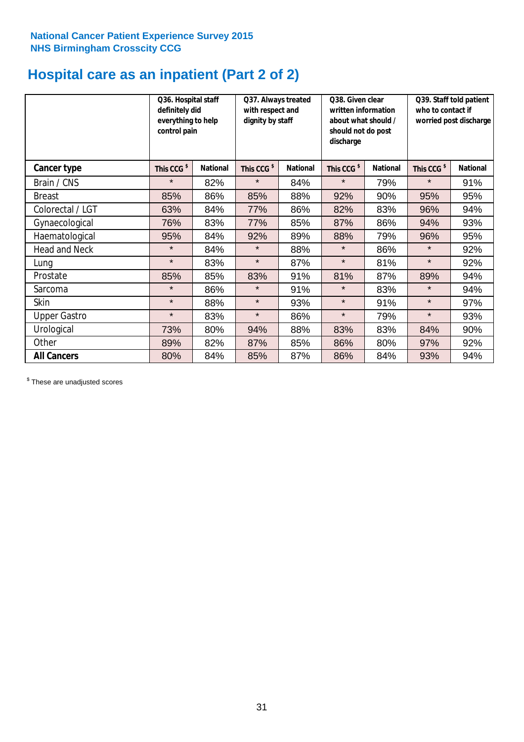**National Cancer Patient Experience Survey 2015**
**NHS Birmingham Crosscity CCG**

# Hospital care as an inpatient (Part 2 of 2)

| | Q36. Hospital staff definitely did everything to help control pain | | Q37. Always treated with respect and dignity by staff | | Q38. Given clear written information about what should / should not do post discharge | | Q39. Staff told patient who to contact if worried post discharge | |
|---|---|---|---|---|---|---|---|---|
| **Cancer type** | **This CCG $** | **National** | **This CCG $** | **National** | **This CCG $** | **National** | **This CCG $** | **National** |
| Brain / CNS | * | 82% | * | 84% | * | 79% | * | 91% |
| Breast | 85% | 86% | 85% | 88% | 92% | 90% | 95% | 95% |
| Colorectal / LGT | 63% | 84% | 77% | 86% | 82% | 83% | 96% | 94% |
| Gynaecological | 76% | 83% | 77% | 85% | 87% | 86% | 94% | 93% |
| Haematological | 95% | 84% | 92% | 89% | 88% | 79% | 96% | 95% |
| Head and Neck | * | 84% | * | 88% | * | 86% | * | 92% |
| Lung | * | 83% | * | 87% | * | 81% | * | 92% |
| Prostate | 85% | 85% | 83% | 91% | 81% | 87% | 89% | 94% |
| Sarcoma | * | 86% | * | 91% | * | 83% | * | 94% |
| Skin | * | 88% | * | 93% | * | 91% | * | 97% |
| Upper Gastro | * | 83% | * | 86% | * | 79% | * | 93% |
| Urological | 73% | 80% | 94% | 88% | 83% | 83% | 84% | 90% |
| Other | 89% | 82% | 87% | 85% | 86% | 80% | 97% | 92% |
| **All Cancers** | 80% | 84% | 85% | 87% | 86% | 84% | 93% | 94% |

$ These are unadjusted scores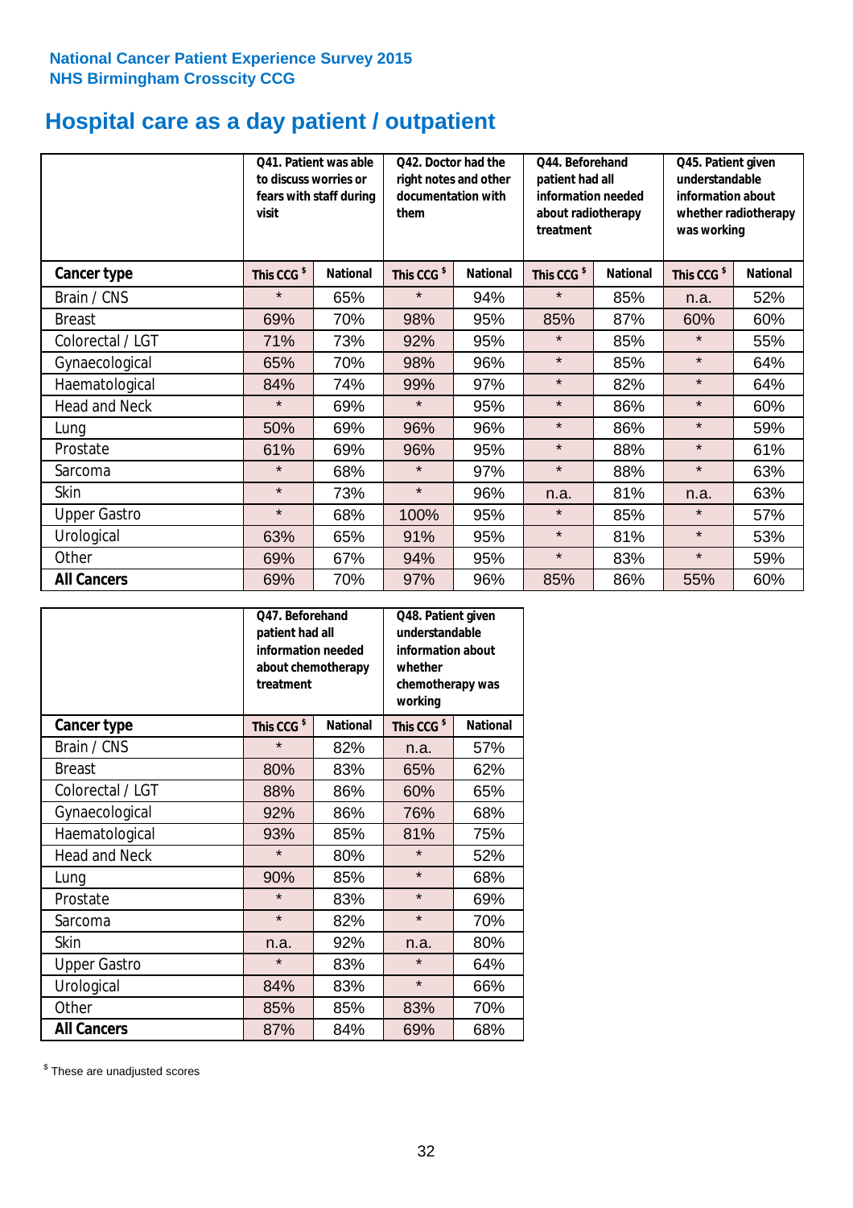National Cancer Patient Experience Survey 2015
NHS Birmingham Crosscity CCG

# Hospital care as a day patient / outpatient

| | Q41. Patient was able to discuss worries or fears with staff during visit | | Q42. Doctor had the right notes and other documentation with them | | Q44. Beforehand patient had all information needed about radiotherapy treatment | | Q45. Patient given understandable information about whether radiotherapy was working | |
|---|---|---|---|---|---|---|---|---|
| **Cancer type** | This CCG $ | National | This CCG $ | National | This CCG $ | National | This CCG $ | National |
| Brain / CNS | * | 65% | * | 94% | * | 85% | n.a. | 52% |
| Breast | 69% | 70% | 98% | 95% | 85% | 87% | 60% | 60% |
| Colorectal / LGT | 71% | 73% | 92% | 95% | * | 85% | * | 55% |
| Gynaecological | 65% | 70% | 98% | 96% | * | 85% | * | 64% |
| Haematological | 84% | 74% | 99% | 97% | * | 82% | * | 64% |
| Head and Neck | * | 69% | * | 95% | * | 86% | * | 60% |
| Lung | 50% | 69% | 96% | 96% | * | 86% | * | 59% |
| Prostate | 61% | 69% | 96% | 95% | * | 88% | * | 61% |
| Sarcoma | * | 68% | * | 97% | * | 88% | * | 63% |
| Skin | * | 73% | * | 96% | n.a. | 81% | n.a. | 63% |
| Upper Gastro | * | 68% | 100% | 95% | * | 85% | * | 57% |
| Urological | 63% | 65% | 91% | 95% | * | 81% | * | 53% |
| Other | 69% | 67% | 94% | 95% | * | 83% | * | 59% |
| **All Cancers** | 69% | 70% | 97% | 96% | 85% | 86% | 55% | 60% |

| | Q47. Beforehand patient had all information needed about chemotherapy treatment | | Q48. Patient given understandable information about whether chemotherapy was working | |
|---|---|---|---|---|
| **Cancer type** | This CCG $ | National | This CCG $ | National |
| Brain / CNS | * | 82% | n.a. | 57% |
| Breast | 80% | 83% | 65% | 62% |
| Colorectal / LGT | 88% | 86% | 60% | 65% |
| Gynaecological | 92% | 86% | 76% | 68% |
| Haematological | 93% | 85% | 81% | 75% |
| Head and Neck | * | 80% | * | 52% |
| Lung | 90% | 85% | * | 68% |
| Prostate | * | 83% | * | 69% |
| Sarcoma | * | 82% | * | 70% |
| Skin | n.a. | 92% | n.a. | 80% |
| Upper Gastro | * | 83% | * | 64% |
| Urological | 84% | 83% | * | 66% |
| Other | 85% | 85% | 83% | 70% |
| **All Cancers** | 87% | 84% | 69% | 68% |

$ These are unadjusted scores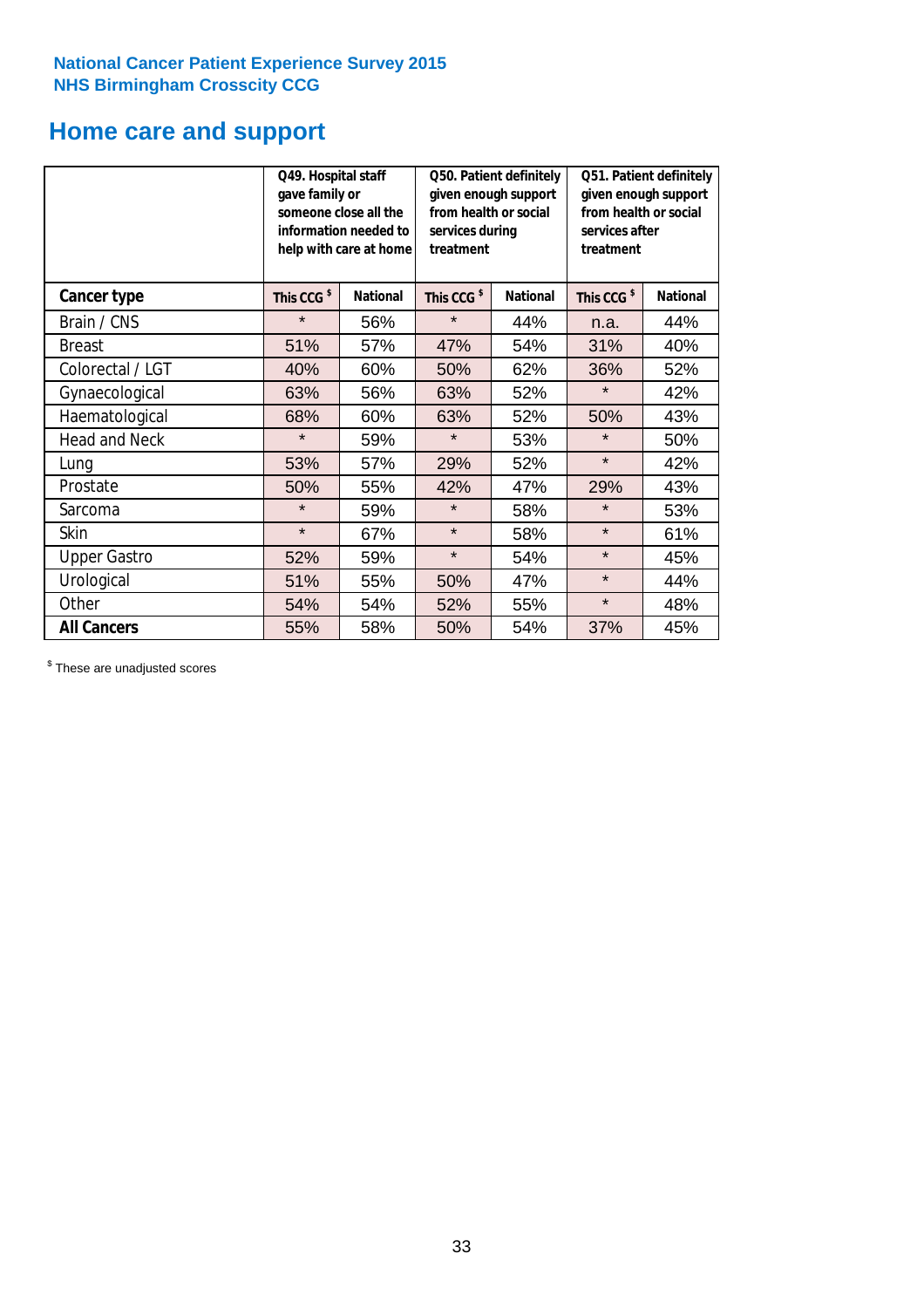**National Cancer Patient Experience Survey 2015**
**NHS Birmingham Crosscity CCG**

## Home care and support

| | Q49. Hospital staff gave family or someone close all the information needed to help with care at home | | Q50. Patient definitely given enough support from health or social services during treatment | | Q51. Patient definitely given enough support from health or social services after treatment | |
|---|---|---|---|---|---|---|
| **Cancer type** | **This CCG $** | **National** | **This CCG $** | **National** | **This CCG $** | **National** |
| Brain / CNS | * | 56% | * | 44% | n.a. | 44% |
| Breast | 51% | 57% | 47% | 54% | 31% | 40% |
| Colorectal / LGT | 40% | 60% | 50% | 62% | 36% | 52% |
| Gynaecological | 63% | 56% | 63% | 52% | * | 42% |
| Haematological | 68% | 60% | 63% | 52% | 50% | 43% |
| Head and Neck | * | 59% | * | 53% | * | 50% |
| Lung | 53% | 57% | 29% | 52% | * | 42% |
| Prostate | 50% | 55% | 42% | 47% | 29% | 43% |
| Sarcoma | * | 59% | * | 58% | * | 53% |
| Skin | * | 67% | * | 58% | * | 61% |
| Upper Gastro | 52% | 59% | * | 54% | * | 45% |
| Urological | 51% | 55% | 50% | 47% | * | 44% |
| Other | 54% | 54% | 52% | 55% | * | 48% |
| **All Cancers** | 55% | 58% | 50% | 54% | 37% | 45% |

$ These are unadjusted scores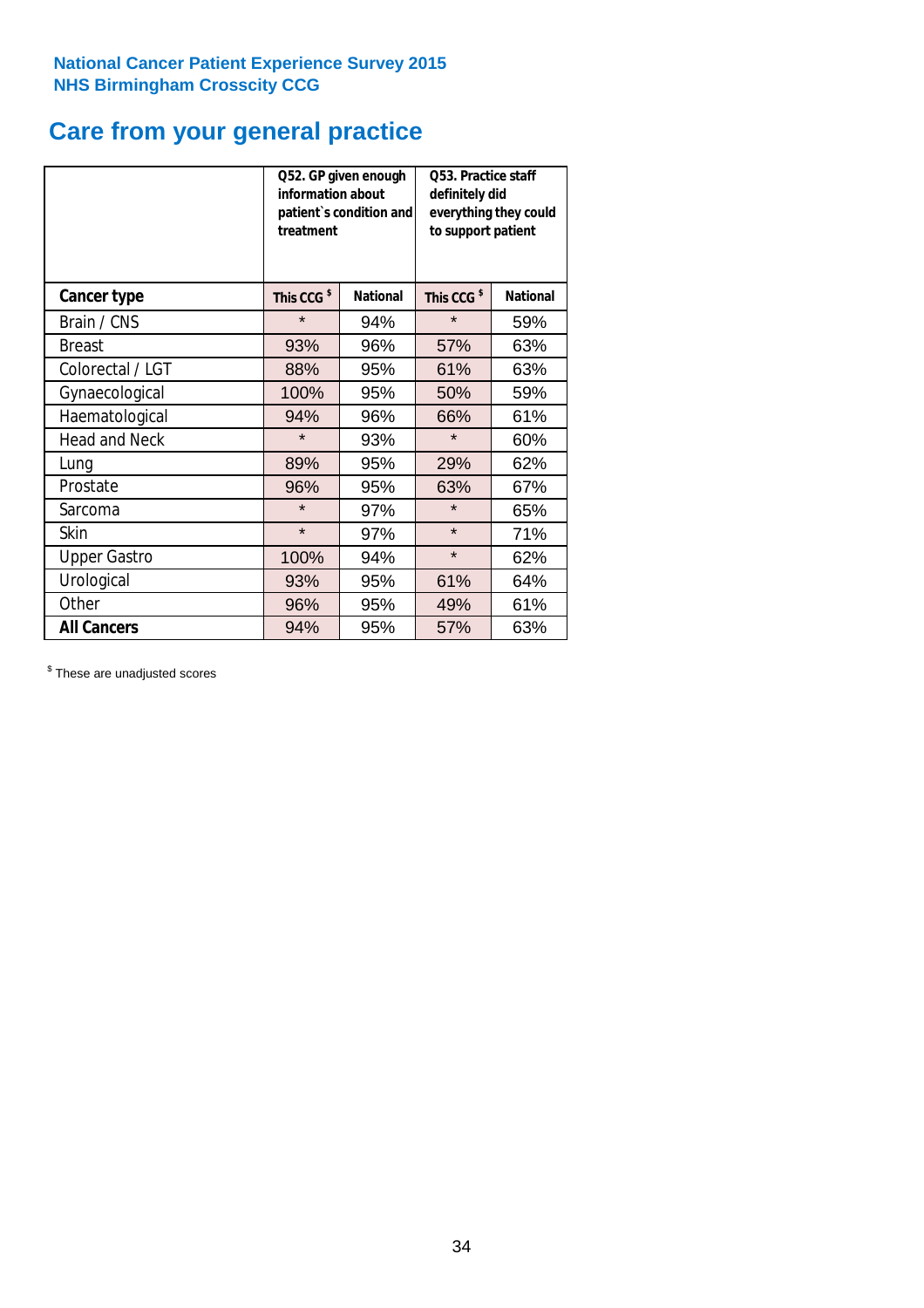**National Cancer Patient Experience Survey 2015**
**NHS Birmingham Crosscity CCG**

# Care from your general practice

| | Q52. GP given enough information about patient`s condition and treatment | | Q53. Practice staff definitely did everything they could to support patient | |
|---|---|---|---|---|
| **Cancer type** | **This CCG $** | **National** | **This CCG $** | **National** |
| Brain / CNS | * | 94% | * | 59% |
| Breast | 93% | 96% | 57% | 63% |
| Colorectal / LGT | 88% | 95% | 61% | 63% |
| Gynaecological | 100% | 95% | 50% | 59% |
| Haematological | 94% | 96% | 66% | 61% |
| Head and Neck | * | 93% | * | 60% |
| Lung | 89% | 95% | 29% | 62% |
| Prostate | 96% | 95% | 63% | 67% |
| Sarcoma | * | 97% | * | 65% |
| Skin | * | 97% | * | 71% |
| Upper Gastro | 100% | 94% | * | 62% |
| Urological | 93% | 95% | 61% | 64% |
| Other | 96% | 95% | 49% | 61% |
| **All Cancers** | 94% | 95% | 57% | 63% |

$ These are unadjusted scores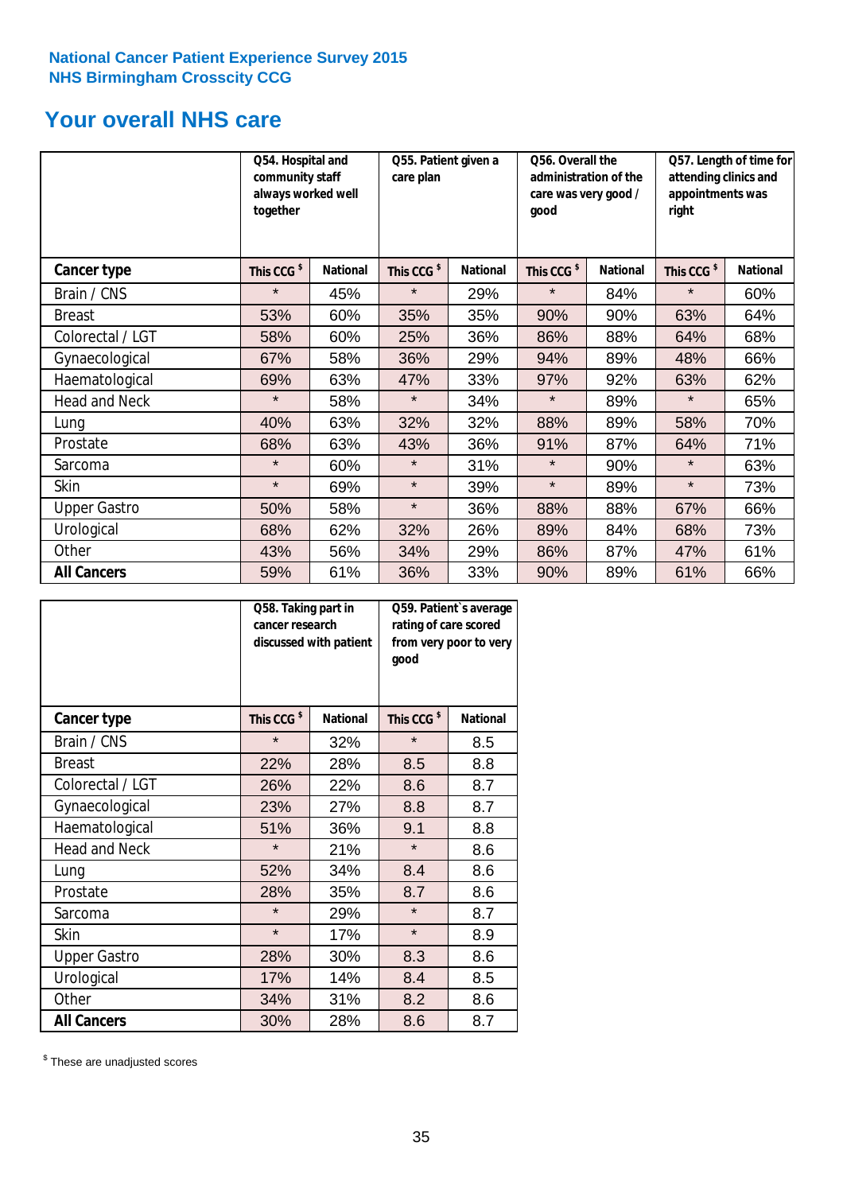National Cancer Patient Experience Survey 2015
NHS Birmingham Crosscity CCG

## Your overall NHS care

| | Q54. Hospital and community staff always worked well together | | Q55. Patient given a care plan | | Q56. Overall the administration of the care was very good / good | | Q57. Length of time for attending clinics and appointments was right | |
|---|---|---|---|---|---|---|---|---|
| **Cancer type** | This CCG $ | National | This CCG $ | National | This CCG $ | National | This CCG $ | National |
| Brain / CNS | * | 45% | * | 29% | * | 84% | * | 60% |
| Breast | 53% | 60% | 35% | 35% | 90% | 90% | 63% | 64% |
| Colorectal / LGT | 58% | 60% | 25% | 36% | 86% | 88% | 64% | 68% |
| Gynaecological | 67% | 58% | 36% | 29% | 94% | 89% | 48% | 66% |
| Haematological | 69% | 63% | 47% | 33% | 97% | 92% | 63% | 62% |
| Head and Neck | * | 58% | * | 34% | * | 89% | * | 65% |
| Lung | 40% | 63% | 32% | 32% | 88% | 89% | 58% | 70% |
| Prostate | 68% | 63% | 43% | 36% | 91% | 87% | 64% | 71% |
| Sarcoma | * | 60% | * | 31% | * | 90% | * | 63% |
| Skin | * | 69% | * | 39% | * | 89% | * | 73% |
| Upper Gastro | 50% | 58% | * | 36% | 88% | 88% | 67% | 66% |
| Urological | 68% | 62% | 32% | 26% | 89% | 84% | 68% | 73% |
| Other | 43% | 56% | 34% | 29% | 86% | 87% | 47% | 61% |
| **All Cancers** | 59% | 61% | 36% | 33% | 90% | 89% | 61% | 66% |

| | Q58. Taking part in cancer research discussed with patient | | Q59. Patient`s average rating of care scored from very poor to very good | |
|---|---|---|---|---|
| **Cancer type** | This CCG $ | National | This CCG $ | National |
| Brain / CNS | * | 32% | * | 8.5 |
| Breast | 22% | 28% | 8.5 | 8.8 |
| Colorectal / LGT | 26% | 22% | 8.6 | 8.7 |
| Gynaecological | 23% | 27% | 8.8 | 8.7 |
| Haematological | 51% | 36% | 9.1 | 8.8 |
| Head and Neck | * | 21% | * | 8.6 |
| Lung | 52% | 34% | 8.4 | 8.6 |
| Prostate | 28% | 35% | 8.7 | 8.6 |
| Sarcoma | * | 29% | * | 8.7 |
| Skin | * | 17% | * | 8.9 |
| Upper Gastro | 28% | 30% | 8.3 | 8.6 |
| Urological | 17% | 14% | 8.4 | 8.5 |
| Other | 34% | 31% | 8.2 | 8.6 |
| **All Cancers** | 30% | 28% | 8.6 | 8.7 |

$ These are unadjusted scores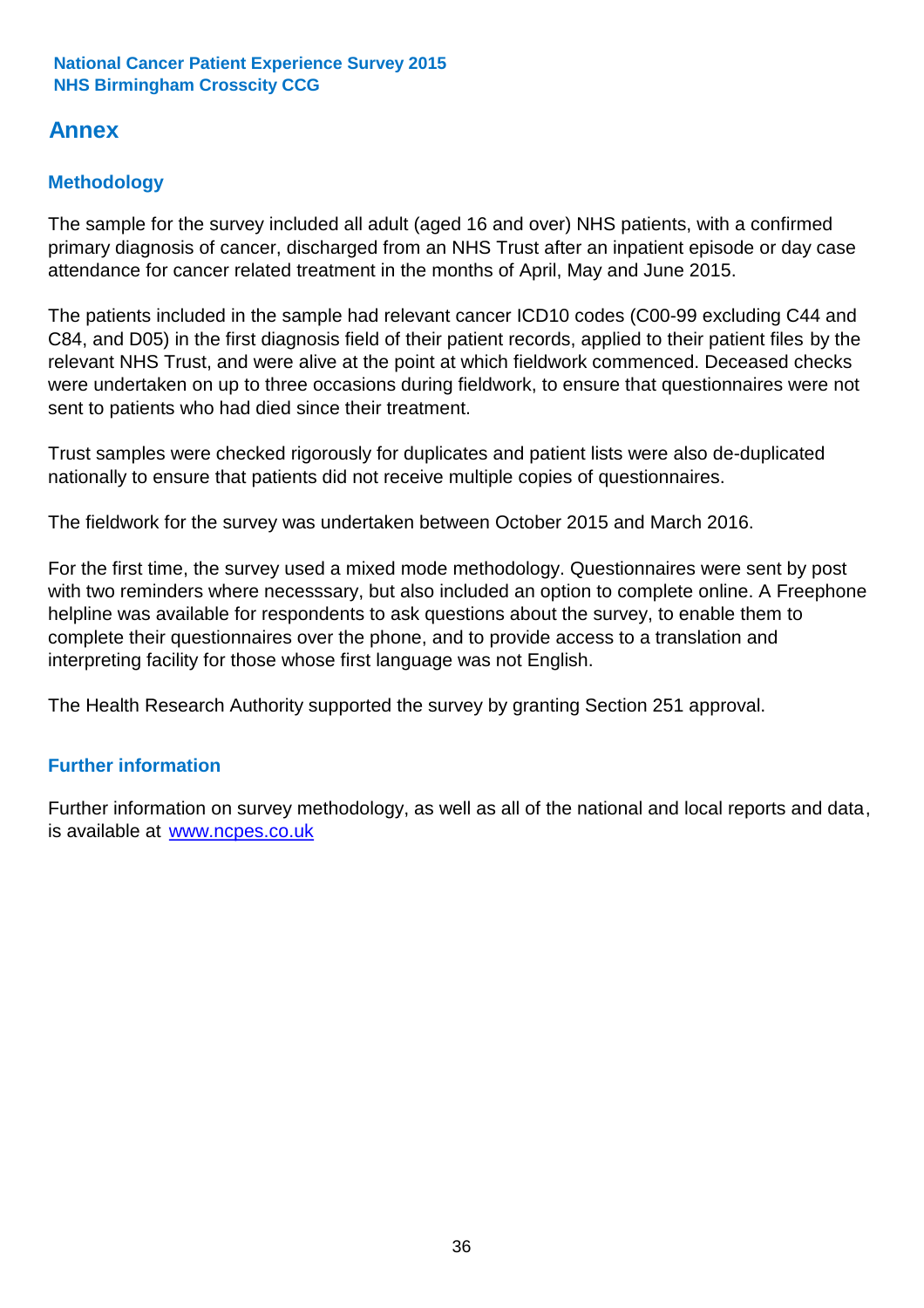# Annex

## Methodology

The sample for the survey included all adult (aged 16 and over) NHS patients, with a confirmed primary diagnosis of cancer, discharged from an NHS Trust after an inpatient episode or day case attendance for cancer related treatment in the months of April, May and June 2015.

The patients included in the sample had relevant cancer ICD10 codes (C00-99 excluding C44 and C84, and D05) in the first diagnosis field of their patient records, applied to their patient files by the relevant NHS Trust, and were alive at the point at which fieldwork commenced. Deceased checks were undertaken on up to three occasions during fieldwork, to ensure that questionnaires were not sent to patients who had died since their treatment.

Trust samples were checked rigorously for duplicates and patient lists were also de-duplicated nationally to ensure that patients did not receive multiple copies of questionnaires.

The fieldwork for the survey was undertaken between October 2015 and March 2016.

For the first time, the survey used a mixed mode methodology. Questionnaires were sent by post with two reminders where necesssary, but also included an option to complete online. A Freephone helpline was available for respondents to ask questions about the survey, to enable them to complete their questionnaires over the phone, and to provide access to a translation and interpreting facility for those whose first language was not English.

The Health Research Authority supported the survey by granting Section 251 approval.

## Further information

Further information on survey methodology, as well as all of the national and local reports and data, is available at [www.ncpes.co.uk](www.ncpes.co.uk)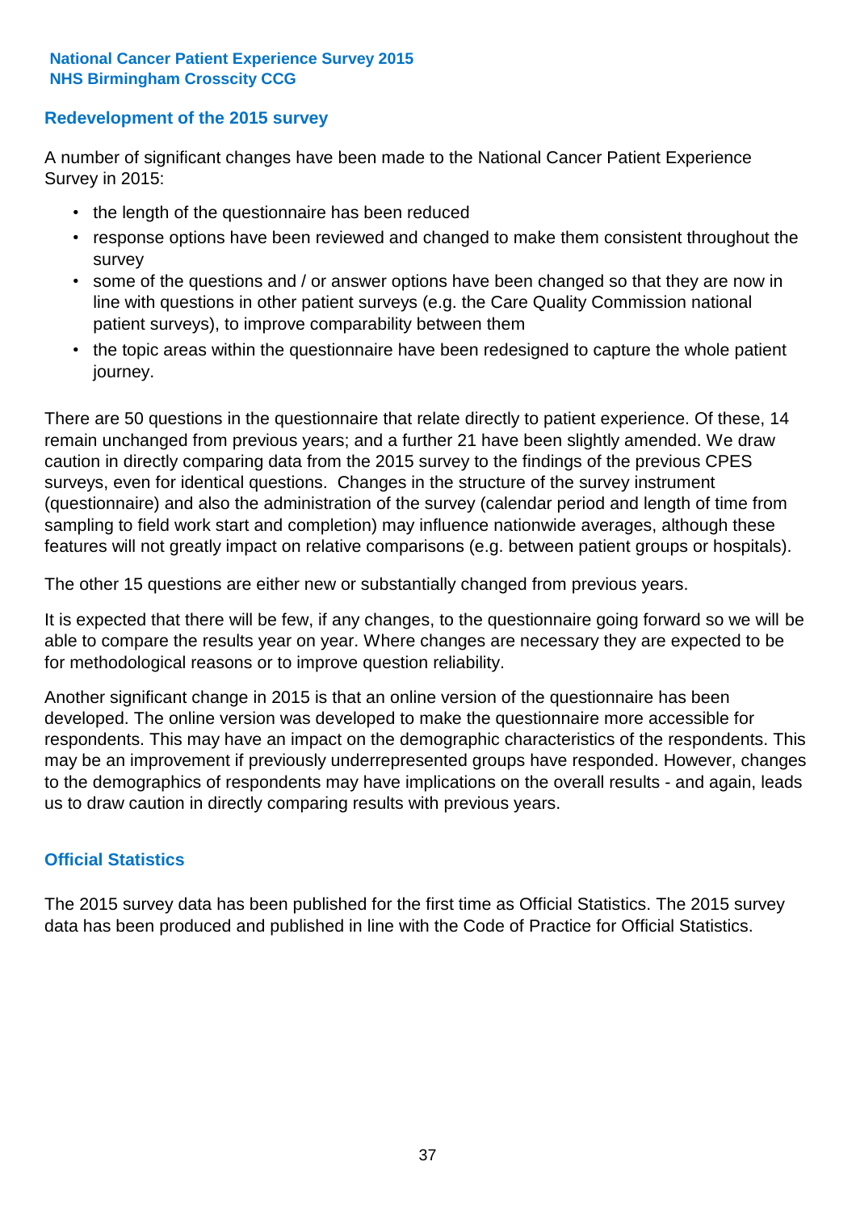**National Cancer Patient Experience Survey 2015**
**NHS Birmingham Crosscity CCG**

## Redevelopment of the 2015 survey

A number of significant changes have been made to the National Cancer Patient Experience Survey in 2015:

- the length of the questionnaire has been reduced
- response options have been reviewed and changed to make them consistent throughout the survey
- some of the questions and / or answer options have been changed so that they are now in line with questions in other patient surveys (e.g. the Care Quality Commission national patient surveys), to improve comparability between them
- the topic areas within the questionnaire have been redesigned to capture the whole patient journey.

There are 50 questions in the questionnaire that relate directly to patient experience. Of these, 14 remain unchanged from previous years; and a further 21 have been slightly amended. We draw caution in directly comparing data from the 2015 survey to the findings of the previous CPES surveys, even for identical questions. Changes in the structure of the survey instrument (questionnaire) and also the administration of the survey (calendar period and length of time from sampling to field work start and completion) may influence nationwide averages, although these features will not greatly impact on relative comparisons (e.g. between patient groups or hospitals).

The other 15 questions are either new or substantially changed from previous years.

It is expected that there will be few, if any changes, to the questionnaire going forward so we will be able to compare the results year on year. Where changes are necessary they are expected to be for methodological reasons or to improve question reliability.

Another significant change in 2015 is that an online version of the questionnaire has been developed. The online version was developed to make the questionnaire more accessible for respondents. This may have an impact on the demographic characteristics of the respondents. This may be an improvement if previously underrepresented groups have responded. However, changes to the demographics of respondents may have implications on the overall results - and again, leads us to draw caution in directly comparing results with previous years.

## Official Statistics

The 2015 survey data has been published for the first time as Official Statistics. The 2015 survey data has been produced and published in line with the Code of Practice for Official Statistics.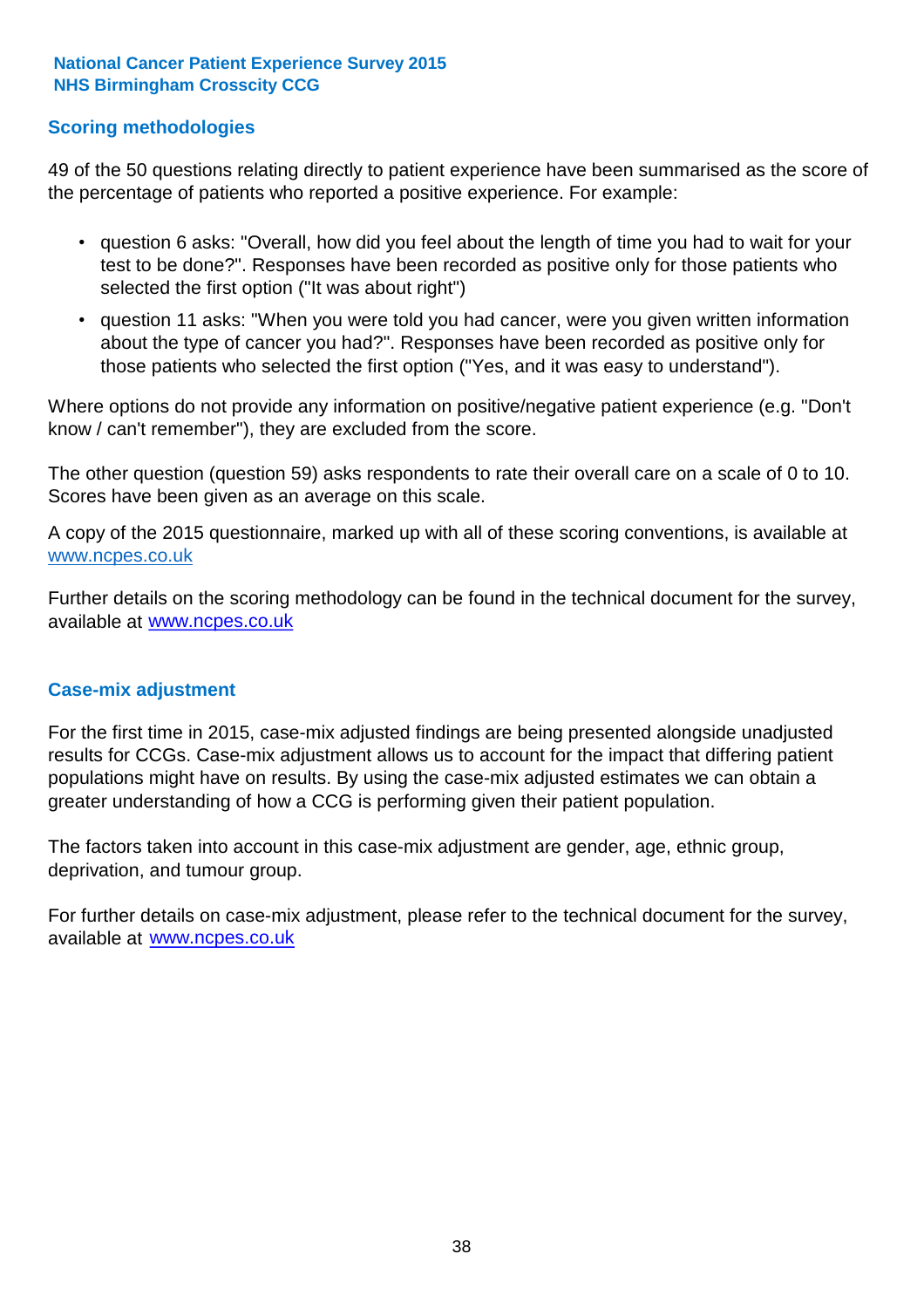## Scoring methodologies

49 of the 50 questions relating directly to patient experience have been summarised as the score of the percentage of patients who reported a positive experience. For example:

- question 6 asks: "Overall, how did you feel about the length of time you had to wait for your test to be done?". Responses have been recorded as positive only for those patients who selected the first option ("It was about right")
- question 11 asks: "When you were told you had cancer, were you given written information about the type of cancer you had?". Responses have been recorded as positive only for those patients who selected the first option ("Yes, and it was easy to understand").

Where options do not provide any information on positive/negative patient experience (e.g. "Don't know / can't remember"), they are excluded from the score.

The other question (question 59) asks respondents to rate their overall care on a scale of 0 to 10. Scores have been given as an average on this scale.

A copy of the 2015 questionnaire, marked up with all of these scoring conventions, is available at www.ncpes.co.uk

Further details on the scoring methodology can be found in the technical document for the survey, available at www.ncpes.co.uk

## Case-mix adjustment

For the first time in 2015, case-mix adjusted findings are being presented alongside unadjusted results for CCGs. Case-mix adjustment allows us to account for the impact that differing patient populations might have on results. By using the case-mix adjusted estimates we can obtain a greater understanding of how a CCG is performing given their patient population.

The factors taken into account in this case-mix adjustment are gender, age, ethnic group, deprivation, and tumour group.

For further details on case-mix adjustment, please refer to the technical document for the survey, available at www.ncpes.co.uk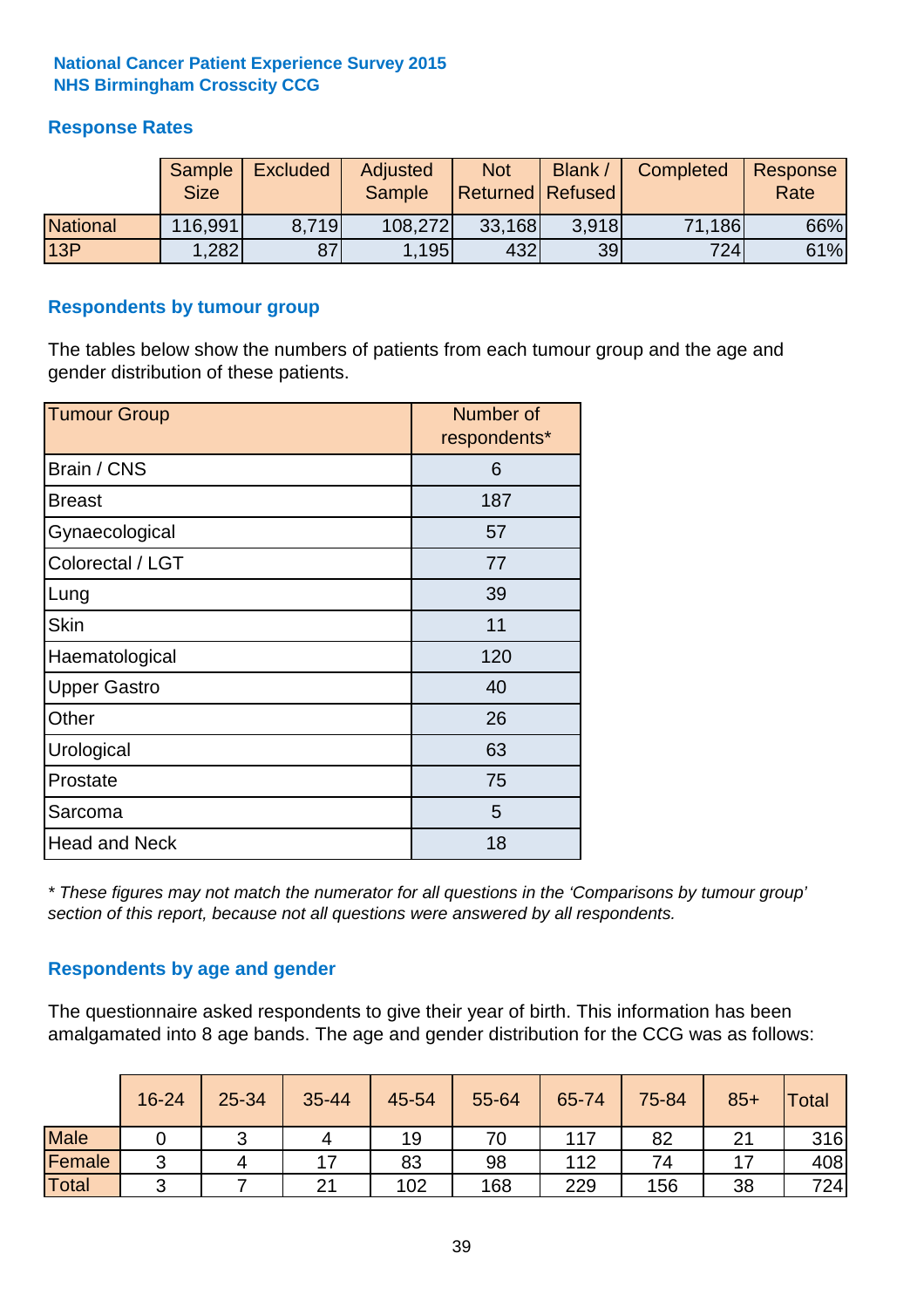**National Cancer Patient Experience Survey 2015**
**NHS Birmingham Crosscity CCG**

## Response Rates

| | Sample Size | Excluded | Adjusted Sample | Not Returned | Blank / Refused | Completed | Response Rate |
|---|---|---|---|---|---|---|---|
| National | 116,991 | 8,719 | 108,272 | 33,168 | 3,918 | 71,186 | 66% |
| 13P | 1,282 | 87 | 1,195 | 432 | 39 | 724 | 61% |

## Respondents by tumour group

The tables below show the numbers of patients from each tumour group and the age and gender distribution of these patients.

| Tumour Group | Number of respondents* |
|---|---|
| Brain / CNS | 6 |
| Breast | 187 |
| Gynaecological | 57 |
| Colorectal / LGT | 77 |
| Lung | 39 |
| Skin | 11 |
| Haematological | 120 |
| Upper Gastro | 40 |
| Other | 26 |
| Urological | 63 |
| Prostate | 75 |
| Sarcoma | 5 |
| Head and Neck | 18 |

*\* These figures may not match the numerator for all questions in the 'Comparisons by tumour group' section of this report, because not all questions were answered by all respondents.*

## Respondents by age and gender

The questionnaire asked respondents to give their year of birth. This information has been amalgamated into 8 age bands. The age and gender distribution for the CCG was as follows:

| | 16-24 | 25-34 | 35-44 | 45-54 | 55-64 | 65-74 | 75-84 | 85+ | Total |
|---|---|---|---|---|---|---|---|---|---|
| Male | 0 | 3 | 4 | 19 | 70 | 117 | 82 | 21 | 316 |
| Female | 3 | 4 | 17 | 83 | 98 | 112 | 74 | 17 | 408 |
| Total | 3 | 7 | 21 | 102 | 168 | 229 | 156 | 38 | 724 |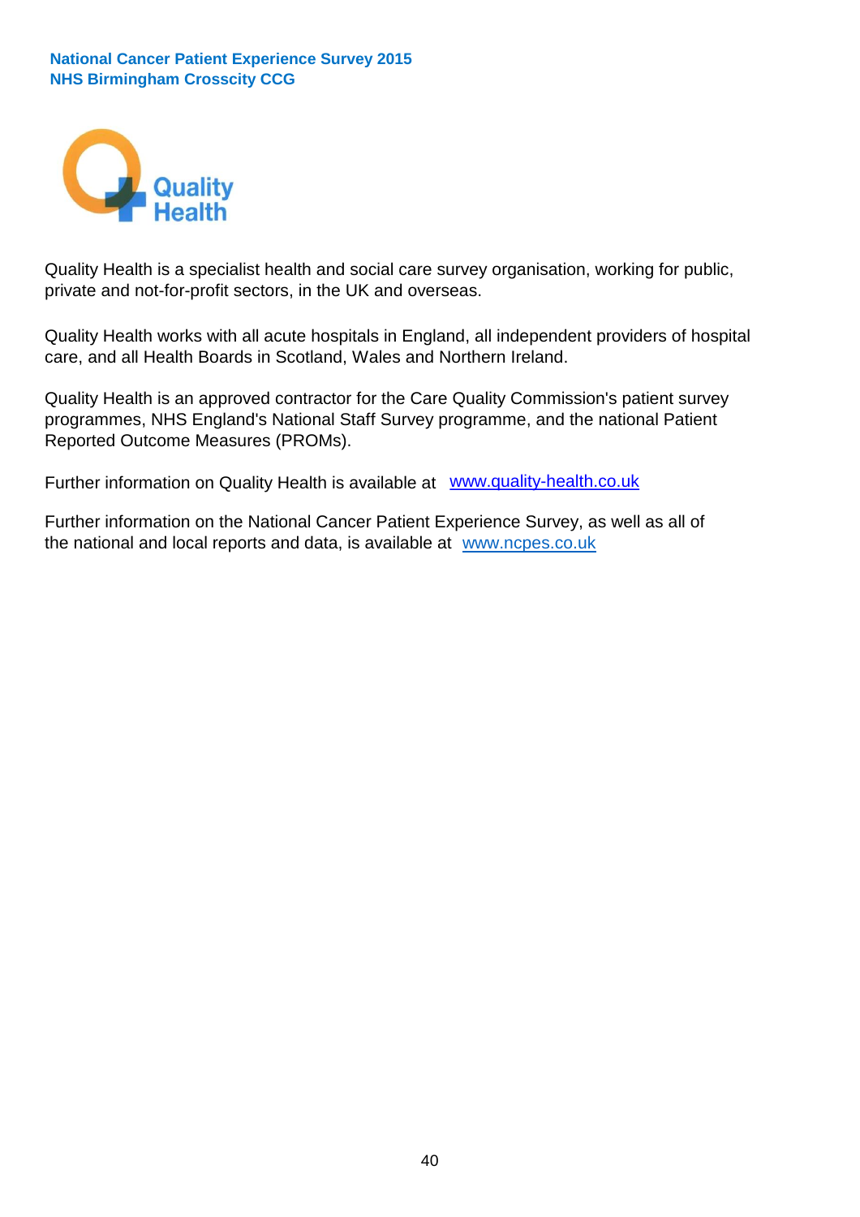Quality Health is a specialist health and social care survey organisation, working for public, private and not-for-profit sectors, in the UK and overseas.

Quality Health works with all acute hospitals in England, all independent providers of hospital care, and all Health Boards in Scotland, Wales and Northern Ireland.

Quality Health is an approved contractor for the Care Quality Commission's patient survey programmes, NHS England's National Staff Survey programme, and the national Patient Reported Outcome Measures (PROMs).

Further information on Quality Health is available at www.quality-health.co.uk

Further information on the National Cancer Patient Experience Survey, as well as all of the national and local reports and data, is available at www.ncpes.co.uk